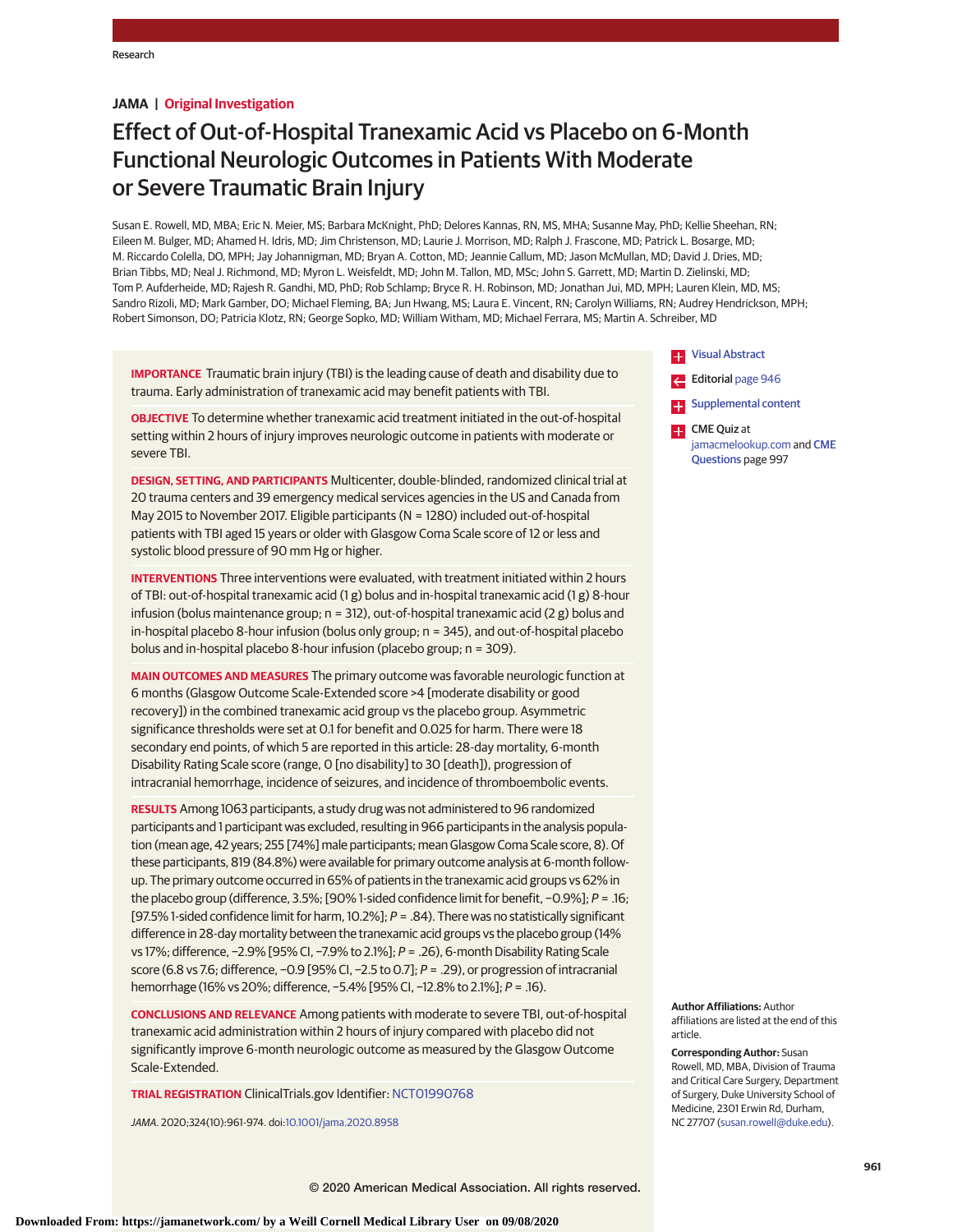Research

**JAMA | Original Investigation**

# Effect of Out-of-Hospital Tranexamic Acid vs Placebo on 6-Month Functional Neurologic Outcomes in Patients With Moderate or Severe Traumatic Brain Injury

Susan E. Rowell, MD, MBA; Eric N. Meier, MS; Barbara McKnight, PhD; Delores Kannas, RN, MS, MHA; Susanne May, PhD; Kellie Sheehan, RN; Eileen M. Bulger, MD; Ahamed H. Idris, MD; Jim Christenson, MD; Laurie J. Morrison, MD; Ralph J. Frascone, MD; Patrick L. Bosarge, MD; M. Riccardo Colella, DO, MPH; Jay Johannigman, MD; Bryan A. Cotton, MD; Jeannie Callum, MD; Jason McMullan, MD; David J. Dries, MD; Brian Tibbs, MD; Neal J. Richmond, MD; Myron L. Weisfeldt, MD; John M. Tallon, MD, MSc; John S. Garrett, MD; Martin D. Zielinski, MD; Tom P. Aufderheide, MD; Rajesh R. Gandhi, MD, PhD; Rob Schlamp; Bryce R. H. Robinson, MD; Jonathan Jui, MD, MPH; Lauren Klein, MD, MS; Sandro Rizoli, MD; Mark Gamber, DO; Michael Fleming, BA; Jun Hwang, MS; Laura E. Vincent, RN; Carolyn Williams, RN; Audrey Hendrickson, MPH; Robert Simonson, DO; Patricia Klotz, RN; George Sopko, MD; William Witham, MD; Michael Ferrara, MS; Martin A. Schreiber, MD

**IMPORTANCE** Traumatic brain injury (TBI) is the leading cause of death and disability due to trauma. Early administration of tranexamic acid may benefit patients with TBI.

**OBJECTIVE** To determine whether tranexamic acid treatment initiated in the out-of-hospital setting within 2 hours of injury improves neurologic outcome in patients with moderate or severe TBI.

**DESIGN, SETTING, AND PARTICIPANTS** Multicenter, double-blinded, randomized clinical trial at 20 trauma centers and 39 emergency medical services agencies in the US and Canada from May 2015 to November 2017. Eligible participants (N = 1280) included out-of-hospital patients with TBI aged 15 years or older with Glasgow Coma Scale score of 12 or less and systolic blood pressure of 90 mm Hg or higher.

**INTERVENTIONS** Three interventions were evaluated, with treatment initiated within 2 hours of TBI: out-of-hospital tranexamic acid (1 g) bolus and in-hospital tranexamic acid (1 g) 8-hour infusion (bolus maintenance group; n = 312), out-of-hospital tranexamic acid (2 g) bolus and in-hospital placebo 8-hour infusion (bolus only group; n = 345), and out-of-hospital placebo bolus and in-hospital placebo 8-hour infusion (placebo group; n = 309).

**MAIN OUTCOMES AND MEASURES** The primary outcome was favorable neurologic function at 6 months (Glasgow Outcome Scale-Extended score >4 [moderate disability or good recovery]) in the combined tranexamic acid group vs the placebo group. Asymmetric significance thresholds were set at 0.1 for benefit and 0.025 for harm. There were 18 secondary end points, of which 5 are reported in this article: 28-day mortality, 6-month Disability Rating Scale score (range, 0 [no disability] to 30 [death]), progression of intracranial hemorrhage, incidence of seizures, and incidence of thromboembolic events.

**RESULTS** Among 1063 participants, a study drug was not administered to 96 randomized participants and 1 participant was excluded, resulting in 966 participants in the analysis population (mean age, 42 years; 255 [74%] male participants; mean Glasgow Coma Scale score, 8). Of these participants, 819 (84.8%) were available for primary outcome analysis at 6-month follow-up. The primary outcome occurred in 65% of patients in the tranexamic acid groups vs 62% in the placebo group (difference, 3.5%; [90% 1-sided confidence limit for benefit, −0.9%]; *P* = .16; [97.5% 1-sided confidence limit for harm, 10.2%]; *P* = .84). There was no statistically significant difference in 28-day mortality between the tranexamic acid groups vs the placebo group (14% vs 17%; difference, −2.9% [95% CI, −7.9% to 2.1%]; *P* = .26), 6-month Disability Rating Scale score (6.8 vs 7.6; difference, −0.9 [95% CI, −2.5 to 0.7]; *P* = .29), or progression of intracranial hemorrhage (16% vs 20%; difference, −5.4% [95% CI, −12.8% to 2.1%]; *P* = .16).

**CONCLUSIONS AND RELEVANCE** Among patients with moderate to severe TBI, out-of-hospital tranexamic acid administration within 2 hours of injury compared with placebo did not significantly improve 6-month neurologic outcome as measured by the Glasgow Outcome Scale-Extended.

**TRIAL REGISTRATION** ClinicalTrials.gov Identifier: NCT01990768

*JAMA*. 2020;324(10):961-974. doi:10.1001/jama.2020.8958

Visual Abstract

Editorial page 946

Supplemental content

CME Quiz at jamacmelookup.com and CME Questions page 997

**Author Affiliations:** Author affiliations are listed at the end of this article.

**Corresponding Author:** Susan Rowell, MD, MBA, Division of Trauma and Critical Care Surgery, Department of Surgery, Duke University School of Medicine, 2301 Erwin Rd, Durham, NC 27707 (susan.rowell@duke.edu).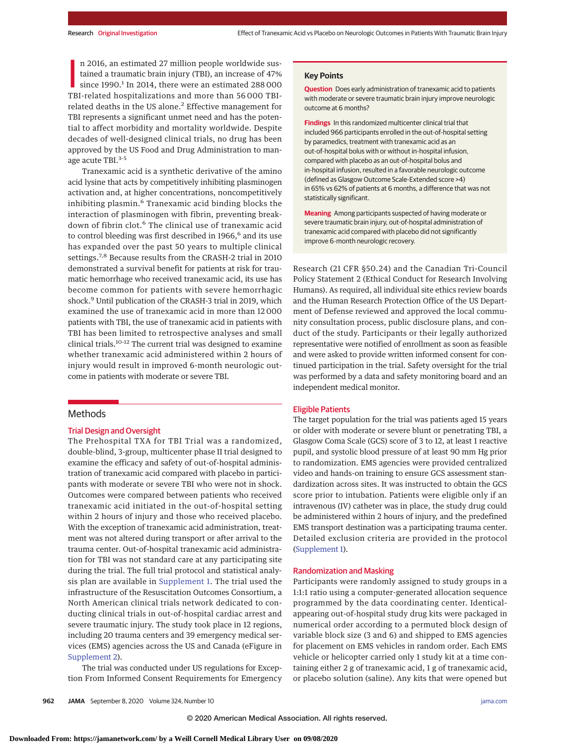In 2016, an estimated 27 million people worldwide sustained a traumatic brain injury (TBI), an increase of 47% since 1990.[1] In 2014, there were an estimated 288 000 TBI-related hospitalizations and more than 56 000 TBI-related deaths in the US alone.[2] Effective management for TBI represents a significant unmet need and has the potential to affect morbidity and mortality worldwide. Despite decades of well-designed clinical trials, no drug has been approved by the US Food and Drug Administration to manage acute TBI.[3-5]

Tranexamic acid is a synthetic derivative of the amino acid lysine that acts by competitively inhibiting plasminogen activation and, at higher concentrations, noncompetitively inhibiting plasmin.[6] Tranexamic acid binding blocks the interaction of plasminogen with fibrin, preventing breakdown of fibrin clot.[6] The clinical use of tranexamic acid to control bleeding was first described in 1966,[6] and its use has expanded over the past 50 years to multiple clinical settings.[7,8] Because results from the CRASH-2 trial in 2010 demonstrated a survival benefit for patients at risk for traumatic hemorrhage who received tranexamic acid, its use has become common for patients with severe hemorrhagic shock.[9] Until publication of the CRASH-3 trial in 2019, which examined the use of tranexamic acid in more than 12 000 patients with TBI, the use of tranexamic acid in patients with TBI has been limited to retrospective analyses and small clinical trials.[10-12] The current trial was designed to examine whether tranexamic acid administered within 2 hours of injury would result in improved 6-month neurologic outcome in patients with moderate or severe TBI.

## Key Points

**Question** Does early administration of tranexamic acid to patients with moderate or severe traumatic brain injury improve neurologic outcome at 6 months?

**Findings** In this randomized multicenter clinical trial that included 966 participants enrolled in the out-of-hospital setting by paramedics, treatment with tranexamic acid as an out-of-hospital bolus with or without in-hospital infusion, compared with placebo as an out-of-hospital bolus and in-hospital infusion, resulted in a favorable neurologic outcome (defined as Glasgow Outcome Scale-Extended score >4) in 65% vs 62% of patients at 6 months, a difference that was not statistically significant.

**Meaning** Among participants suspected of having moderate or severe traumatic brain injury, out-of-hospital administration of tranexamic acid compared with placebo did not significantly improve 6-month neurologic recovery.

## Methods

### Trial Design and Oversight

The Prehospital TXA for TBI Trial was a randomized, double-blind, 3-group, multicenter phase II trial designed to examine the efficacy and safety of out-of-hospital administration of tranexamic acid compared with placebo in participants with moderate or severe TBI who were not in shock. Outcomes were compared between patients who received tranexamic acid initiated in the out-of-hospital setting within 2 hours of injury and those who received placebo. With the exception of tranexamic acid administration, treatment was not altered during transport or after arrival to the trauma center. Out-of-hospital tranexamic acid administration for TBI was not standard care at any participating site during the trial. The full trial protocol and statistical analysis plan are available in Supplement 1. The trial used the infrastructure of the Resuscitation Outcomes Consortium, a North American clinical trials network dedicated to conducting clinical trials in out-of-hospital cardiac arrest and severe traumatic injury. The study took place in 12 regions, including 20 trauma centers and 39 emergency medical services (EMS) agencies across the US and Canada (eFigure in Supplement 2).

The trial was conducted under US regulations for Exception From Informed Consent Requirements for Emergency Research (21 CFR §50.24) and the Canadian Tri-Council Policy Statement 2 (Ethical Conduct for Research Involving Humans). As required, all individual site ethics review boards and the Human Research Protection Office of the US Department of Defense reviewed and approved the local community consultation process, public disclosure plans, and conduct of the study. Participants or their legally authorized representative were notified of enrollment as soon as feasible and were asked to provide written informed consent for continued participation in the trial. Safety oversight for the trial was performed by a data and safety monitoring board and an independent medical monitor.

### Eligible Patients

The target population for the trial was patients aged 15 years or older with moderate or severe blunt or penetrating TBI, a Glasgow Coma Scale (GCS) score of 3 to 12, at least 1 reactive pupil, and systolic blood pressure of at least 90 mm Hg prior to randomization. EMS agencies were provided centralized video and hands-on training to ensure GCS assessment standardization across sites. It was instructed to obtain the GCS score prior to intubation. Patients were eligible only if an intravenous (IV) catheter was in place, the study drug could be administered within 2 hours of injury, and the predefined EMS transport destination was a participating trauma center. Detailed exclusion criteria are provided in the protocol (Supplement 1).

### Randomization and Masking

Participants were randomly assigned to study groups in a 1:1:1 ratio using a computer-generated allocation sequence programmed by the data coordinating center. Identical-appearing out-of-hospital study drug kits were packaged in numerical order according to a permuted block design of variable block size (3 and 6) and shipped to EMS agencies for placement on EMS vehicles in random order. Each EMS vehicle or helicopter carried only 1 study kit at a time containing either 2 g of tranexamic acid, 1 g of tranexamic acid, or placebo solution (saline). Any kits that were opened but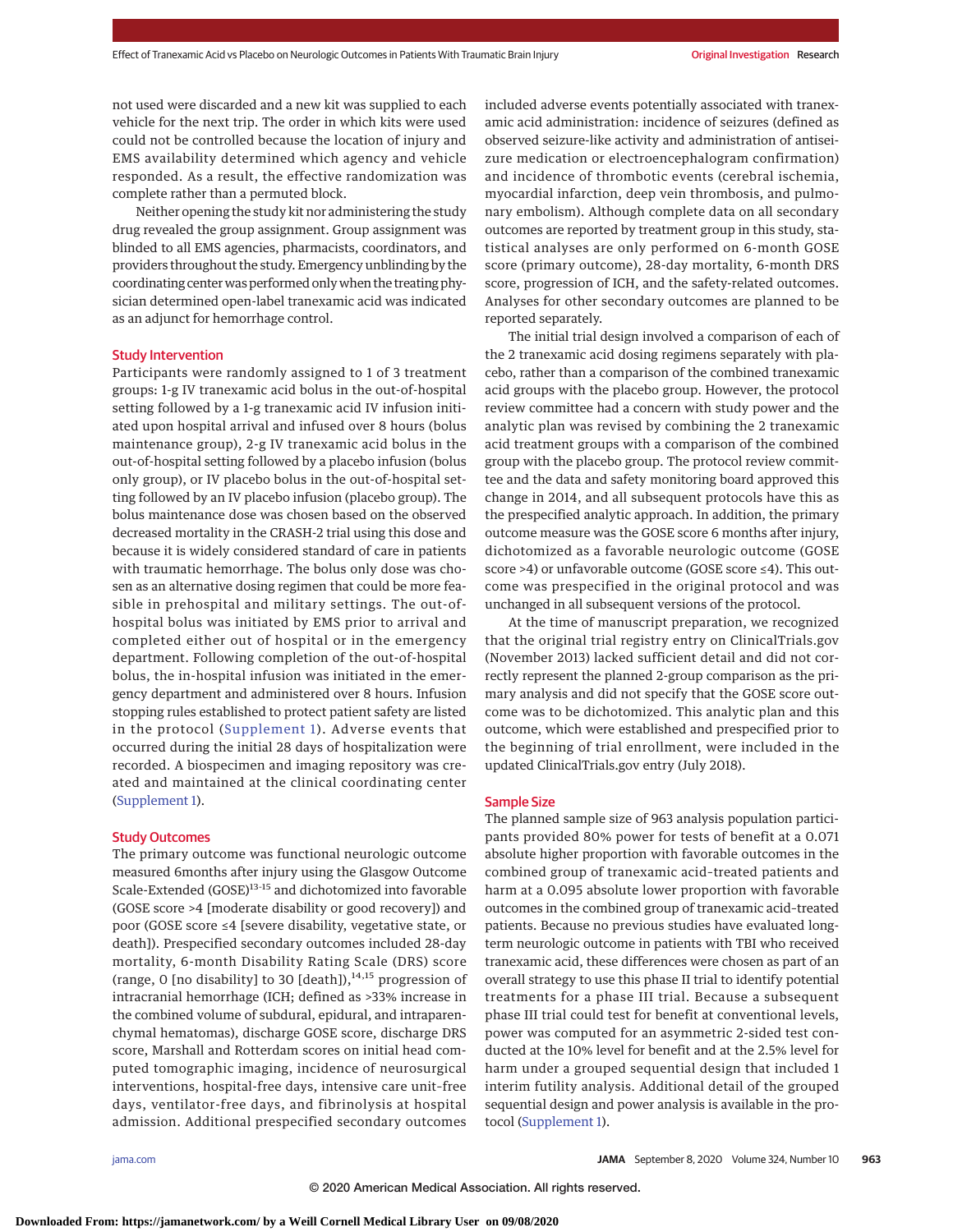not used were discarded and a new kit was supplied to each vehicle for the next trip. The order in which kits were used could not be controlled because the location of injury and EMS availability determined which agency and vehicle responded. As a result, the effective randomization was complete rather than a permuted block.

Neither opening the study kit nor administering the study drug revealed the group assignment. Group assignment was blinded to all EMS agencies, pharmacists, coordinators, and providers throughout the study. Emergency unblinding by the coordinating center was performed only when the treating physician determined open-label tranexamic acid was indicated as an adjunct for hemorrhage control.

## Study Intervention

Participants were randomly assigned to 1 of 3 treatment groups: 1-g IV tranexamic acid bolus in the out-of-hospital setting followed by a 1-g tranexamic acid IV infusion initiated upon hospital arrival and infused over 8 hours (bolus maintenance group), 2-g IV tranexamic acid bolus in the out-of-hospital setting followed by a placebo infusion (bolus only group), or IV placebo bolus in the out-of-hospital setting followed by an IV placebo infusion (placebo group). The bolus maintenance dose was chosen based on the observed decreased mortality in the CRASH-2 trial using this dose and because it is widely considered standard of care in patients with traumatic hemorrhage. The bolus only dose was chosen as an alternative dosing regimen that could be more feasible in prehospital and military settings. The out-of-hospital bolus was initiated by EMS prior to arrival and completed either out of hospital or in the emergency department. Following completion of the out-of-hospital bolus, the in-hospital infusion was initiated in the emergency department and administered over 8 hours. Infusion stopping rules established to protect patient safety are listed in the protocol (Supplement 1). Adverse events that occurred during the initial 28 days of hospitalization were recorded. A biospecimen and imaging repository was created and maintained at the clinical coordinating center (Supplement 1).

## Study Outcomes

The primary outcome was functional neurologic outcome measured 6months after injury using the Glasgow Outcome Scale-Extended (GOSE)[13-15] and dichotomized into favorable (GOSE score >4 [moderate disability or good recovery]) and poor (GOSE score ≤4 [severe disability, vegetative state, or death]). Prespecified secondary outcomes included 28-day mortality, 6-month Disability Rating Scale (DRS) score (range, 0 [no disability] to 30 [death]),[14,15] progression of intracranial hemorrhage (ICH; defined as >33% increase in the combined volume of subdural, epidural, and intraparenchymal hematomas), discharge GOSE score, discharge DRS score, Marshall and Rotterdam scores on initial head computed tomographic imaging, incidence of neurosurgical interventions, hospital-free days, intensive care unit-free days, ventilator-free days, and fibrinolysis at hospital admission. Additional prespecified secondary outcomes included adverse events potentially associated with tranexamic acid administration: incidence of seizures (defined as observed seizure-like activity and administration of antiseizure medication or electroencephalogram confirmation) and incidence of thrombotic events (cerebral ischemia, myocardial infarction, deep vein thrombosis, and pulmonary embolism). Although complete data on all secondary outcomes are reported by treatment group in this study, statistical analyses are only performed on 6-month GOSE score (primary outcome), 28-day mortality, 6-month DRS score, progression of ICH, and the safety-related outcomes. Analyses for other secondary outcomes are planned to be reported separately.

The initial trial design involved a comparison of each of the 2 tranexamic acid dosing regimens separately with placebo, rather than a comparison of the combined tranexamic acid groups with the placebo group. However, the protocol review committee had a concern with study power and the analytic plan was revised by combining the 2 tranexamic acid treatment groups with a comparison of the combined group with the placebo group. The protocol review committee and the data and safety monitoring board approved this change in 2014, and all subsequent protocols have this as the prespecified analytic approach. In addition, the primary outcome measure was the GOSE score 6 months after injury, dichotomized as a favorable neurologic outcome (GOSE score >4) or unfavorable outcome (GOSE score ≤4). This outcome was prespecified in the original protocol and was unchanged in all subsequent versions of the protocol.

At the time of manuscript preparation, we recognized that the original trial registry entry on ClinicalTrials.gov (November 2013) lacked sufficient detail and did not correctly represent the planned 2-group comparison as the primary analysis and did not specify that the GOSE score outcome was to be dichotomized. This analytic plan and this outcome, which were established and prespecified prior to the beginning of trial enrollment, were included in the updated ClinicalTrials.gov entry (July 2018).

## Sample Size

The planned sample size of 963 analysis population participants provided 80% power for tests of benefit at a 0.071 absolute higher proportion with favorable outcomes in the combined group of tranexamic acid-treated patients and harm at a 0.095 absolute lower proportion with favorable outcomes in the combined group of tranexamic acid-treated patients. Because no previous studies have evaluated long-term neurologic outcome in patients with TBI who received tranexamic acid, these differences were chosen as part of an overall strategy to use this phase II trial to identify potential treatments for a phase III trial. Because a subsequent phase III trial could test for benefit at conventional levels, power was computed for an asymmetric 2-sided test conducted at the 10% level for benefit and at the 2.5% level for harm under a grouped sequential design that included 1 interim futility analysis. Additional detail of the grouped sequential design and power analysis is available in the protocol (Supplement 1).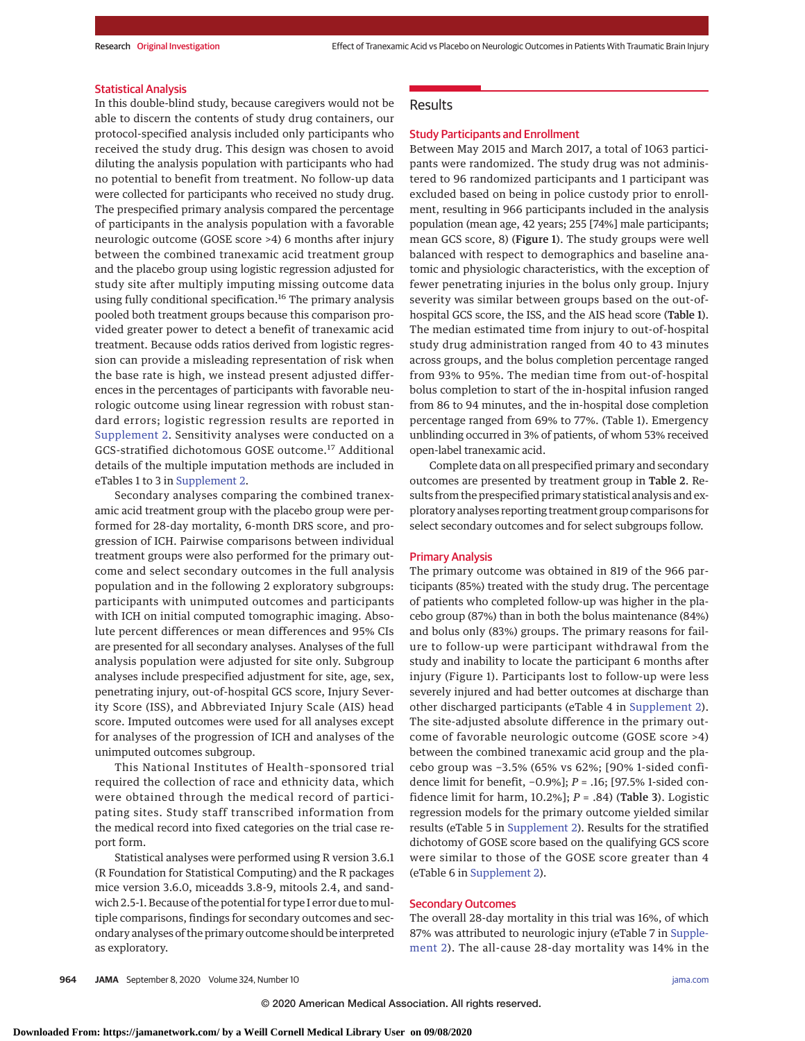## Statistical Analysis

In this double-blind study, because caregivers would not be able to discern the contents of study drug containers, our protocol-specified analysis included only participants who received the study drug. This design was chosen to avoid diluting the analysis population with participants who had no potential to benefit from treatment. No follow-up data were collected for participants who received no study drug. The prespecified primary analysis compared the percentage of participants in the analysis population with a favorable neurologic outcome (GOSE score >4) 6 months after injury between the combined tranexamic acid treatment group and the placebo group using logistic regression adjusted for study site after multiply imputing missing outcome data using fully conditional specification.[16] The primary analysis pooled both treatment groups because this comparison provided greater power to detect a benefit of tranexamic acid treatment. Because odds ratios derived from logistic regression can provide a misleading representation of risk when the base rate is high, we instead present adjusted differences in the percentages of participants with favorable neurologic outcome using linear regression with robust standard errors; logistic regression results are reported in Supplement 2. Sensitivity analyses were conducted on a GCS-stratified dichotomous GOSE outcome.[17] Additional details of the multiple imputation methods are included in eTables 1 to 3 in Supplement 2.

Secondary analyses comparing the combined tranexamic acid treatment group with the placebo group were performed for 28-day mortality, 6-month DRS score, and progression of ICH. Pairwise comparisons between individual treatment groups were also performed for the primary outcome and select secondary outcomes in the full analysis population and in the following 2 exploratory subgroups: participants with unimputed outcomes and participants with ICH on initial computed tomographic imaging. Absolute percent differences or mean differences and 95% CIs are presented for all secondary analyses. Analyses of the full analysis population were adjusted for site only. Subgroup analyses include prespecified adjustment for site, age, sex, penetrating injury, out-of-hospital GCS score, Injury Severity Score (ISS), and Abbreviated Injury Scale (AIS) head score. Imputed outcomes were used for all analyses except for analyses of the progression of ICH and analyses of the unimputed outcomes subgroup.

This National Institutes of Health–sponsored trial required the collection of race and ethnicity data, which were obtained through the medical record of participating sites. Study staff transcribed information from the medical record into fixed categories on the trial case report form.

Statistical analyses were performed using R version 3.6.1 (R Foundation for Statistical Computing) and the R packages mice version 3.6.0, miceadds 3.8-9, mitools 2.4, and sandwich 2.5-1. Because of the potential for type I error due to multiple comparisons, findings for secondary outcomes and secondary analyses of the primary outcome should be interpreted as exploratory.

# Results

## Study Participants and Enrollment

Between May 2015 and March 2017, a total of 1063 participants were randomized. The study drug was not administered to 96 randomized participants and 1 participant was excluded based on being in police custody prior to enrollment, resulting in 966 participants included in the analysis population (mean age, 42 years; 255 [74%] male participants; mean GCS score, 8) (**Figure 1**). The study groups were well balanced with respect to demographics and baseline anatomic and physiologic characteristics, with the exception of fewer penetrating injuries in the bolus only group. Injury severity was similar between groups based on the out-of-hospital GCS score, the ISS, and the AIS head score (**Table 1**). The median estimated time from injury to out-of-hospital study drug administration ranged from 40 to 43 minutes across groups, and the bolus completion percentage ranged from 93% to 95%. The median time from out-of-hospital bolus completion to start of the in-hospital infusion ranged from 86 to 94 minutes, and the in-hospital dose completion percentage ranged from 69% to 77%. (Table 1). Emergency unblinding occurred in 3% of patients, of whom 53% received open-label tranexamic acid.

Complete data on all prespecified primary and secondary outcomes are presented by treatment group in **Table 2**. Results from the prespecified primary statistical analysis and exploratory analyses reporting treatment group comparisons for select secondary outcomes and for select subgroups follow.

## Primary Analysis

The primary outcome was obtained in 819 of the 966 participants (85%) treated with the study drug. The percentage of patients who completed follow-up was higher in the placebo group (87%) than in both the bolus maintenance (84%) and bolus only (83%) groups. The primary reasons for failure to follow-up were participant withdrawal from the study and inability to locate the participant 6 months after injury (Figure 1). Participants lost to follow-up were less severely injured and had better outcomes at discharge than other discharged participants (eTable 4 in Supplement 2). The site-adjusted absolute difference in the primary outcome of favorable neurologic outcome (GOSE score >4) between the combined tranexamic acid group and the placebo group was −3.5% (65% vs 62%; [90% 1-sided confidence limit for benefit, −0.9%]; $P = .16$; [97.5% 1-sided confidence limit for harm, 10.2%]; $P = .84$) (**Table 3**). Logistic regression models for the primary outcome yielded similar results (eTable 5 in Supplement 2). Results for the stratified dichotomy of GOSE score based on the qualifying GCS score were similar to those of the GOSE score greater than 4 (eTable 6 in Supplement 2).

## Secondary Outcomes

The overall 28-day mortality in this trial was 16%, of which 87% was attributed to neurologic injury (eTable 7 in Supplement 2). The all-cause 28-day mortality was 14% in the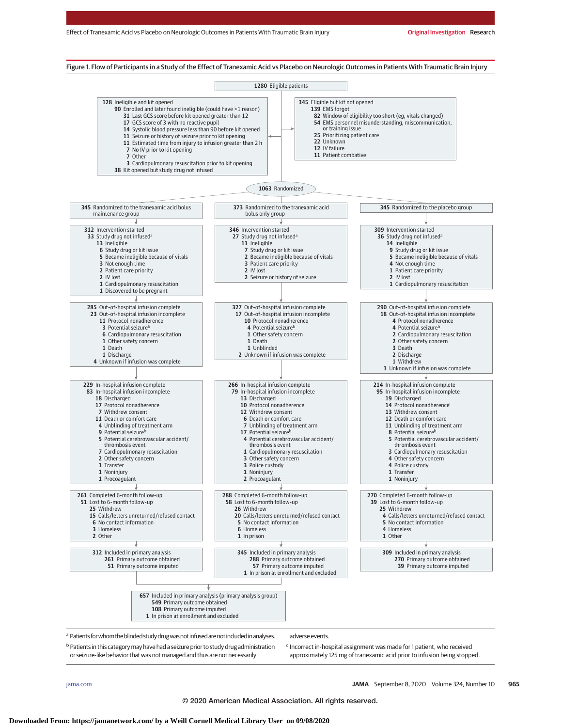Figure 1. Flow of Participants in a Study of the Effect of Tranexamic Acid vs Placebo on Neurologic Outcomes in Patients With Traumatic Brain Injury

**1280** Eligible patients

**128** Ineligible and kit opened
- **90** Enrolled and later found ineligible (could have >1 reason)
  - **31** Last GCS score before kit opened greater than 12
  - **17** GCS score of 3 with no reactive pupil
  - **14** Systolic blood pressure less than 90 before kit opened
  - **11** Seizure or history of seizure prior to kit opening
  - **11** Estimated time from injury to infusion greater than 2 h
  - **7** No IV prior to kit opening
  - **7** Other
  - **3** Cardiopulmonary resuscitation prior to kit opening
- **38** Kit opened but study drug not infused

**345** Eligible but kit not opened
- **139** EMS forgot
- **82** Window of eligibility too short (eg, vitals changed)
- **54** EMS personnel misunderstanding, miscommunication, or training issue
- **25** Prioritizing patient care
- **22** Unknown
- **12** IV failure
- **11** Patient combative

**1063** Randomized

**345** Randomized to the tranexamic acid bolus maintenance group
- **312** Intervention started
- **33** Study drug not infused[a]
  - **13** Ineligible
  - **6** Study drug or kit issue
  - **5** Became ineligible because of vitals
  - **3** Not enough time
  - **2** Patient care priority
  - **2** IV lost
  - **1** Cardiopulmonary resuscitation
  - **1** Discovered to be pregnant
- **285** Out-of-hospital infusion complete
- **23** Out-of-hospital infusion incomplete
  - **11** Protocol nonadherence
  - **3** Potential seizure[b]
  - **6** Cardiopulmonary resuscitation
  - **1** Other safety concern
  - **1** Death
  - **1** Discharge
- **4** Unknown if infusion was complete
- **229** In-hospital infusion complete
- **83** In-hospital infusion incomplete
  - **18** Discharged
  - **17** Protocol nonadherence
  - **7** Withdrew consent
  - **11** Death or comfort care
  - **4** Unblinding of treatment arm
  - **9** Potential seizure[b]
  - **5** Potential cerebrovascular accident/thrombosis event
  - **7** Cardiopulmonary resuscitation
  - **2** Other safety concern
  - **1** Transfer
  - **1** Noninjury
  - **1** Procoagulant
- **261** Completed 6-month follow-up
- **51** Lost to 6-month follow-up
  - **25** Withdrew
  - **15** Calls/letters unreturned/refused contact
  - **6** No contact information
  - **3** Homeless
  - **2** Other
- **312** Included in primary analysis
  - **261** Primary outcome obtained
  - **51** Primary outcome imputed

**373** Randomized to the tranexamic acid bolus only group
- **346** Intervention started
- **27** Study drug not infused[a]
  - **11** Ineligible
  - **7** Study drug or kit issue
  - **2** Became ineligible because of vitals
  - **3** Patient care priority
  - **2** IV lost
  - **2** Seizure or history of seizure
- **327** Out-of-hospital infusion complete
- **17** Out-of-hospital infusion incomplete
  - **10** Protocol nonadherence
  - **4** Potential seizure[b]
  - **1** Other safety concern
  - **1** Death
  - **1** Unblinded
- **2** Unknown if infusion was complete
- **266** In-hospital infusion complete
- **79** In-hospital infusion incomplete
  - **13** Discharged
  - **10** Protocol nonadherence
  - **12** Withdrew consent
  - **6** Death or comfort care
  - **7** Unblinding of treatment arm
  - **17** Potential seizure[b]
  - **4** Potential cerebrovascular accident/thrombosis event
  - **1** Cardiopulmonary resuscitation
  - **3** Other safety concern
  - **3** Police custody
  - **1** Noninjury
  - **2** Procoagulant
- **288** Completed 6-month follow-up
- **58** Lost to 6-month follow-up
  - **26** Withdrew
  - **20** Calls/letters unreturned/refused contact
  - **5** No contact information
  - **6** Homeless
  - **1** In prison
- **345** Included in primary analysis
  - **288** Primary outcome obtained
  - **57** Primary outcome imputed
  - **1** In prison at enrollment and excluded

**345** Randomized to the placebo group
- **309** Intervention started
- **36** Study drug not infused[a]
  - **14** Ineligible
  - **9** Study drug or kit issue
  - **5** Became ineligible because of vitals
  - **4** Not enough time
  - **1** Patient care priority
  - **2** IV lost
  - **1** Cardiopulmonary resuscitation
- **290** Out-of-hospital infusion complete
- **18** Out-of-hospital infusion incomplete
  - **4** Protocol nonadherence
  - **4** Potential seizure[b]
  - **2** Cardiopulmonary resuscitation
  - **2** Other safety concern
  - **3** Death
  - **2** Discharge
  - **1** Withdrew
- **1** Unknown if infusion was complete
- **214** In-hospital infusion complete
- **95** In-hospital infusion incomplete
  - **19** Discharged
  - **14** Protocol nonadherence[c]
  - **13** Withdrew consent
  - **12** Death or comfort care
  - **11** Unblinding of treatment arm
  - **8** Potential seizure[b]
  - **5** Potential cerebrovascular accident/thrombosis event
  - **3** Cardiopulmonary resuscitation
  - **4** Other safety concern
  - **4** Police custody
  - **1** Transfer
  - **1** Noninjury
- **270** Completed 6-month follow-up
- **39** Lost to 6-month follow-up
  - **25** Withdrew
  - **4** Calls/letters unreturned/refused contact
  - **5** No contact information
  - **4** Homeless
  - **1** Other
- **309** Included in primary analysis
  - **270** Primary outcome obtained
  - **39** Primary outcome imputed

**657** Included in primary analysis (primary analysis group)
- **549** Primary outcome obtained
- **108** Primary outcome imputed
- **1** In prison at enrollment and excluded

[a] Patients for whom the blinded study drug was not infused are not included in analyses.

[b] Patients in this category may have had a seizure prior to study drug administration or seizure-like behavior that was not managed and thus are not necessarily adverse events.

[c] Incorrect in-hospital assignment was made for 1 patient, who received approximately 125 mg of tranexamic acid prior to infusion being stopped.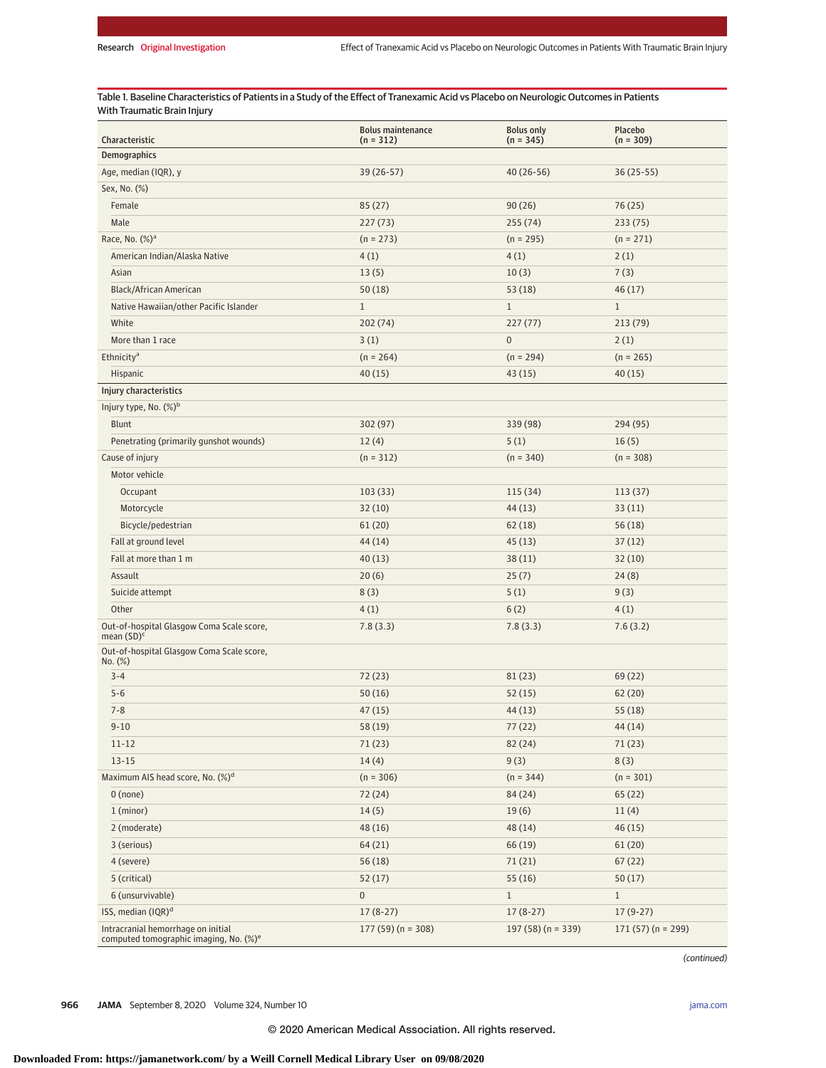Table 1. Baseline Characteristics of Patients in a Study of the Effect of Tranexamic Acid vs Placebo on Neurologic Outcomes in Patients With Traumatic Brain Injury

| Characteristic | Bolus maintenance (n = 312) | Bolus only (n = 345) | Placebo (n = 309) |
|---|---|---|---|
| **Demographics** | | | |
| Age, median (IQR), y | 39 (26-57) | 40 (26-56) | 36 (25-55) |
| Sex, No. (%) | | | |
| Female | 85 (27) | 90 (26) | 76 (25) |
| Male | 227 (73) | 255 (74) | 233 (75) |
| Race, No. (%)[a] | (n = 273) | (n = 295) | (n = 271) |
| American Indian/Alaska Native | 4 (1) | 4 (1) | 2 (1) |
| Asian | 13 (5) | 10 (3) | 7 (3) |
| Black/African American | 50 (18) | 53 (18) | 46 (17) |
| Native Hawaiian/other Pacific Islander | 1 | 1 | 1 |
| White | 202 (74) | 227 (77) | 213 (79) |
| More than 1 race | 3 (1) | 0 | 2 (1) |
| Ethnicity[a] | (n = 264) | (n = 294) | (n = 265) |
| Hispanic | 40 (15) | 43 (15) | 40 (15) |
| **Injury characteristics** | | | |
| Injury type, No. (%)[b] | | | |
| Blunt | 302 (97) | 339 (98) | 294 (95) |
| Penetrating (primarily gunshot wounds) | 12 (4) | 5 (1) | 16 (5) |
| Cause of injury | (n = 312) | (n = 340) | (n = 308) |
| Motor vehicle | | | |
| Occupant | 103 (33) | 115 (34) | 113 (37) |
| Motorcycle | 32 (10) | 44 (13) | 33 (11) |
| Bicycle/pedestrian | 61 (20) | 62 (18) | 56 (18) |
| Fall at ground level | 44 (14) | 45 (13) | 37 (12) |
| Fall at more than 1 m | 40 (13) | 38 (11) | 32 (10) |
| Assault | 20 (6) | 25 (7) | 24 (8) |
| Suicide attempt | 8 (3) | 5 (1) | 9 (3) |
| Other | 4 (1) | 6 (2) | 4 (1) |
| Out-of-hospital Glasgow Coma Scale score, mean (SD)[c] | 7.8 (3.3) | 7.8 (3.3) | 7.6 (3.2) |
| Out-of-hospital Glasgow Coma Scale score, No. (%) | | | |
| 3-4 | 72 (23) | 81 (23) | 69 (22) |
| 5-6 | 50 (16) | 52 (15) | 62 (20) |
| 7-8 | 47 (15) | 44 (13) | 55 (18) |
| 9-10 | 58 (19) | 77 (22) | 44 (14) |
| 11-12 | 71 (23) | 82 (24) | 71 (23) |
| 13-15 | 14 (4) | 9 (3) | 8 (3) |
| Maximum AIS head score, No. (%)[d] | (n = 306) | (n = 344) | (n = 301) |
| 0 (none) | 72 (24) | 84 (24) | 65 (22) |
| 1 (minor) | 14 (5) | 19 (6) | 11 (4) |
| 2 (moderate) | 48 (16) | 48 (14) | 46 (15) |
| 3 (serious) | 64 (21) | 66 (19) | 61 (20) |
| 4 (severe) | 56 (18) | 71 (21) | 67 (22) |
| 5 (critical) | 52 (17) | 55 (16) | 50 (17) |
| 6 (unsurvivable) | 0 | 1 | 1 |
| ISS, median (IQR)[d] | 17 (8-27) | 17 (8-27) | 17 (9-27) |
| Intracranial hemorrhage on initial computed tomographic imaging, No. (%)[e] | 177 (59) (n = 308) | 197 (58) (n = 339) | 171 (57) (n = 299) |

*(continued)*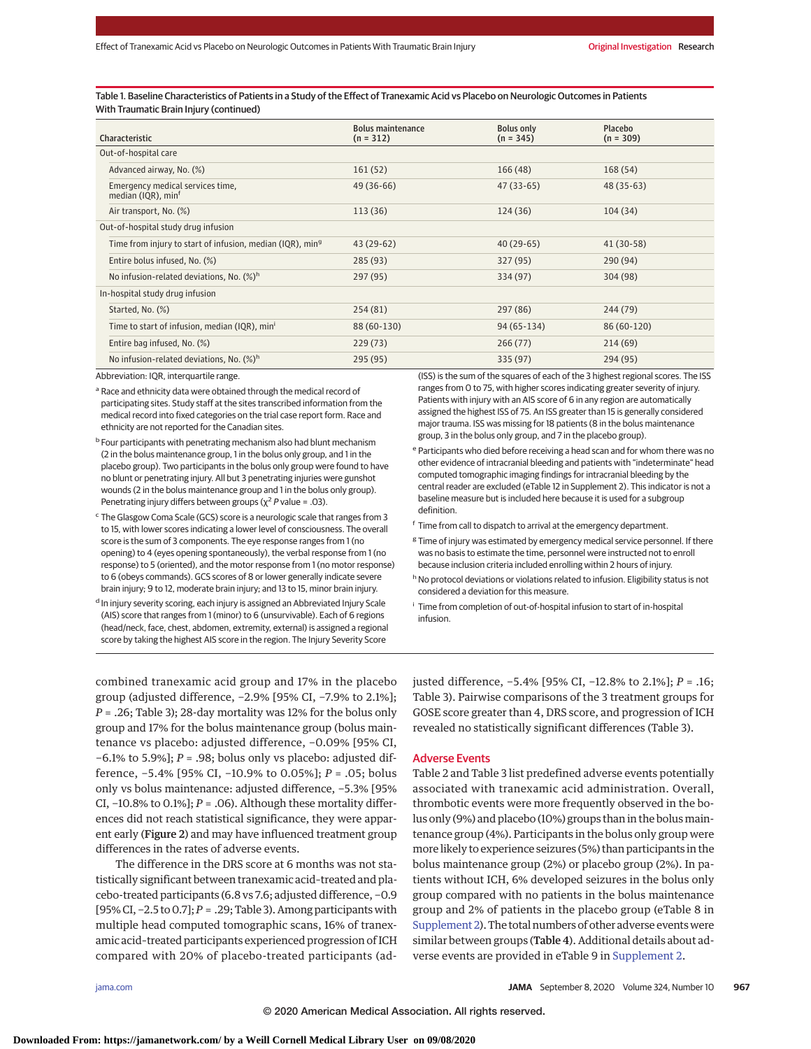Table 1. Baseline Characteristics of Patients in a Study of the Effect of Tranexamic Acid vs Placebo on Neurologic Outcomes in Patients With Traumatic Brain Injury (continued)

| Characteristic | Bolus maintenance (n = 312) | Bolus only (n = 345) | Placebo (n = 309) |
|---|---|---|---|
| Out-of-hospital care | | | |
| Advanced airway, No. (%) | 161 (52) | 166 (48) | 168 (54) |
| Emergency medical services time, median (IQR), min[f] | 49 (36-66) | 47 (33-65) | 48 (35-63) |
| Air transport, No. (%) | 113 (36) | 124 (36) | 104 (34) |
| Out-of-hospital study drug infusion | | | |
| Time from injury to start of infusion, median (IQR), min[g] | 43 (29-62) | 40 (29-65) | 41 (30-58) |
| Entire bolus infused, No. (%) | 285 (93) | 327 (95) | 290 (94) |
| No infusion-related deviations, No. (%)[h] | 297 (95) | 334 (97) | 304 (98) |
| In-hospital study drug infusion | | | |
| Started, No. (%) | 254 (81) | 297 (86) | 244 (79) |
| Time to start of infusion, median (IQR), min[i] | 88 (60-130) | 94 (65-134) | 86 (60-120) |
| Entire bag infused, No. (%) | 229 (73) | 266 (77) | 214 (69) |
| No infusion-related deviations, No. (%)[h] | 295 (95) | 335 (97) | 294 (95) |

Abbreviation: IQR, interquartile range.

[a] Race and ethnicity data were obtained through the medical record of participating sites. Study staff at the sites transcribed information from the medical record into fixed categories on the trial case report form. Race and ethnicity are not reported for the Canadian sites.

[b] Four participants with penetrating mechanism also had blunt mechanism (2 in the bolus maintenance group, 1 in the bolus only group, and 1 in the placebo group). Two participants in the bolus only group were found to have no blunt or penetrating injury. All but 3 penetrating injuries were gunshot wounds (2 in the bolus maintenance group and 1 in the bolus only group). Penetrating injury differs between groups ($\chi^2$ *P* value = .03).

[c] The Glasgow Coma Scale (GCS) score is a neurologic scale that ranges from 3 to 15, with lower scores indicating a lower level of consciousness. The overall score is the sum of 3 components. The eye response ranges from 1 (no opening) to 4 (eyes opening spontaneously), the verbal response from 1 (no response) to 5 (oriented), and the motor response from 1 (no motor response) to 6 (obeys commands). GCS scores of 8 or lower generally indicate severe brain injury; 9 to 12, moderate brain injury; and 13 to 15, minor brain injury.

[d] In injury severity scoring, each injury is assigned an Abbreviated Injury Scale (AIS) score that ranges from 1 (minor) to 6 (unsurvivable). Each of 6 regions (head/neck, face, chest, abdomen, extremity, external) is assigned a regional score by taking the highest AIS score in the region. The Injury Severity Score (ISS) is the sum of the squares of each of the 3 highest regional scores. The ISS ranges from 0 to 75, with higher scores indicating greater severity of injury. Patients with injury with an AIS score of 6 in any region are automatically assigned the highest ISS of 75. An ISS greater than 15 is generally considered major trauma. ISS was missing for 18 patients (8 in the bolus maintenance group, 3 in the bolus only group, and 7 in the placebo group).

[e] Participants who died before receiving a head scan and for whom there was no other evidence of intracranial bleeding and patients with "indeterminate" head computed tomographic imaging findings for intracranial bleeding by the central reader are excluded (eTable 12 in Supplement 2). This indicator is not a baseline measure but is included here because it is used for a subgroup definition.

[f] Time from call to dispatch to arrival at the emergency department.

[g] Time of injury was estimated by emergency medical service personnel. If there was no basis to estimate the time, personnel were instructed not to enroll because inclusion criteria included enrolling within 2 hours of injury.

[h] No protocol deviations or violations related to infusion. Eligibility status is not considered a deviation for this measure.

[i] Time from completion of out-of-hospital infusion to start of in-hospital infusion.

combined tranexamic acid group and 17% in the placebo group (adjusted difference, −2.9% [95% CI, −7.9% to 2.1%]; *P* = .26; Table 3); 28-day mortality was 12% for the bolus only group and 17% for the bolus maintenance group (bolus maintenance vs placebo: adjusted difference, −0.09% [95% CI, −6.1% to 5.9%]; *P* = .98; bolus only vs placebo: adjusted difference, −5.4% [95% CI, −10.9% to 0.05%]; *P* = .05; bolus only vs bolus maintenance: adjusted difference, −5.3% [95% CI, −10.8% to 0.1%]; *P* = .06). Although these mortality differences did not reach statistical significance, they were apparent early (**Figure 2**) and may have influenced treatment group differences in the rates of adverse events.

The difference in the DRS score at 6 months was not statistically significant between tranexamic acid–treated and placebo-treated participants (6.8 vs 7.6; adjusted difference, −0.9 [95% CI, −2.5 to 0.7]; *P* = .29; Table 3). Among participants with multiple head computed tomographic scans, 16% of tranexamic acid–treated participants experienced progression of ICH compared with 20% of placebo-treated participants (adjusted difference, −5.4% [95% CI, −12.8% to 2.1%]; *P* = .16; Table 3). Pairwise comparisons of the 3 treatment groups for GOSE score greater than 4, DRS score, and progression of ICH revealed no statistically significant differences (Table 3).

## Adverse Events

Table 2 and Table 3 list predefined adverse events potentially associated with tranexamic acid administration. Overall, thrombotic events were more frequently observed in the bolus only (9%) and placebo (10%) groups than in the bolus maintenance group (4%). Participants in the bolus only group were more likely to experience seizures (5%) than participants in the bolus maintenance group (2%) or placebo group (2%). In patients without ICH, 6% developed seizures in the bolus only group compared with no patients in the bolus maintenance group and 2% of patients in the placebo group (eTable 8 in Supplement 2). The total numbers of other adverse events were similar between groups (**Table 4**). Additional details about adverse events are provided in eTable 9 in Supplement 2.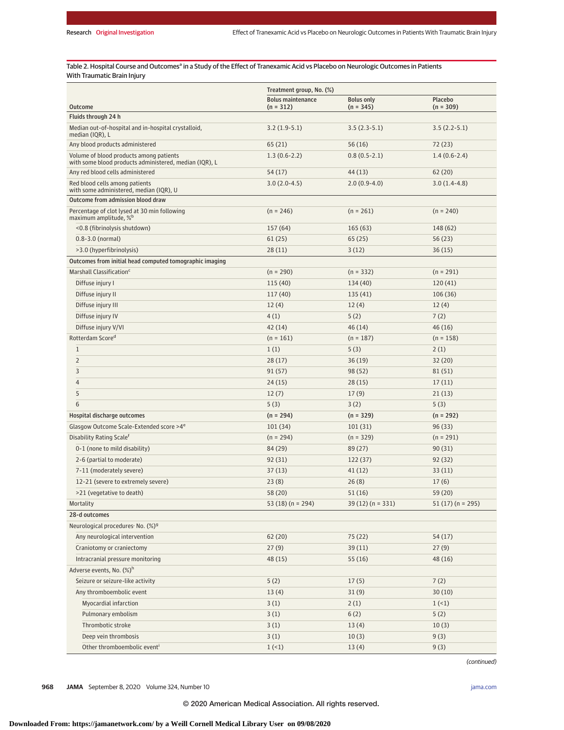Table 2. Hospital Course and Outcomes[a] in a Study of the Effect of Tranexamic Acid vs Placebo on Neurologic Outcomes in Patients With Traumatic Brain Injury

| Outcome | Treatment group, No. (%) | | |
|---|---|---|---|
| | Bolus maintenance (n = 312) | Bolus only (n = 345) | Placebo (n = 309) |
| **Fluids through 24 h** | | | |
| Median out-of-hospital and in-hospital crystalloid, median (IQR), L | 3.2 (1.9-5.1) | 3.5 (2.3-5.1) | 3.5 (2.2-5.1) |
| Any blood products administered | 65 (21) | 56 (16) | 72 (23) |
| Volume of blood products among patients with some blood products administered, median (IQR), L | 1.3 (0.6-2.2) | 0.8 (0.5-2.1) | 1.4 (0.6-2.4) |
| Any red blood cells administered | 54 (17) | 44 (13) | 62 (20) |
| Red blood cells among patients with some administered, median (IQR), U | 3.0 (2.0-4.5) | 2.0 (0.9-4.0) | 3.0 (1.4-4.8) |
| **Outcome from admission blood draw** | | | |
| Percentage of clot lysed at 30 min following maximum amplitude, %[b] | (n = 246) | (n = 261) | (n = 240) |
| <0.8 (fibrinolysis shutdown) | 157 (64) | 165 (63) | 148 (62) |
| 0.8-3.0 (normal) | 61 (25) | 65 (25) | 56 (23) |
| >3.0 (hyperfibrinolysis) | 28 (11) | 3 (12) | 36 (15) |
| **Outcomes from initial head computed tomographic imaging** | | | |
| Marshall Classification[c] | (n = 290) | (n = 332) | (n = 291) |
| Diffuse injury I | 115 (40) | 134 (40) | 120 (41) |
| Diffuse injury II | 117 (40) | 135 (41) | 106 (36) |
| Diffuse injury III | 12 (4) | 12 (4) | 12 (4) |
| Diffuse injury IV | 4 (1) | 5 (2) | 7 (2) |
| Diffuse injury V/VI | 42 (14) | 46 (14) | 46 (16) |
| Rotterdam Score[d] | (n = 161) | (n = 187) | (n = 158) |
| 1 | 1 (1) | 5 (3) | 2 (1) |
| 2 | 28 (17) | 36 (19) | 32 (20) |
| 3 | 91 (57) | 98 (52) | 81 (51) |
| 4 | 24 (15) | 28 (15) | 17 (11) |
| 5 | 12 (7) | 17 (9) | 21 (13) |
| 6 | 5 (3) | 3 (2) | 5 (3) |
| **Hospital discharge outcomes** | **(n = 294)** | **(n = 329)** | **(n = 292)** |
| Glasgow Outcome Scale-Extended score >4[e] | 101 (34) | 101 (31) | 96 (33) |
| Disability Rating Scale[f] | (n = 294) | (n = 329) | (n = 291) |
| 0-1 (none to mild disability) | 84 (29) | 89 (27) | 90 (31) |
| 2-6 (partial to moderate) | 92 (31) | 122 (37) | 92 (32) |
| 7-11 (moderately severe) | 37 (13) | 41 (12) | 33 (11) |
| 12-21 (severe to extremely severe) | 23 (8) | 26 (8) | 17 (6) |
| >21 (vegetative to death) | 58 (20) | 51 (16) | 59 (20) |
| Mortality | 53 (18) (n = 294) | 39 (12) (n = 331) | 51 (17) (n = 295) |
| **28-d outcomes** | | | |
| Neurological procedures· No. (%)[g] | | | |
| Any neurological intervention | 62 (20) | 75 (22) | 54 (17) |
| Craniotomy or craniectomy | 27 (9) | 39 (11) | 27 (9) |
| Intracranial pressure monitoring | 48 (15) | 55 (16) | 48 (16) |
| Adverse events, No. (%)[h] | | | |
| Seizure or seizure-like activity | 5 (2) | 17 (5) | 7 (2) |
| Any thromboembolic event | 13 (4) | 31 (9) | 30 (10) |
| Myocardial infarction | 3 (1) | 2 (1) | 1 (<1) |
| Pulmonary embolism | 3 (1) | 6 (2) | 5 (2) |
| Thrombotic stroke | 3 (1) | 13 (4) | 10 (3) |
| Deep vein thrombosis | 3 (1) | 10 (3) | 9 (3) |
| Other thromboembolic event[i] | 1 (<1) | 13 (4) | 9 (3) |

*(continued)*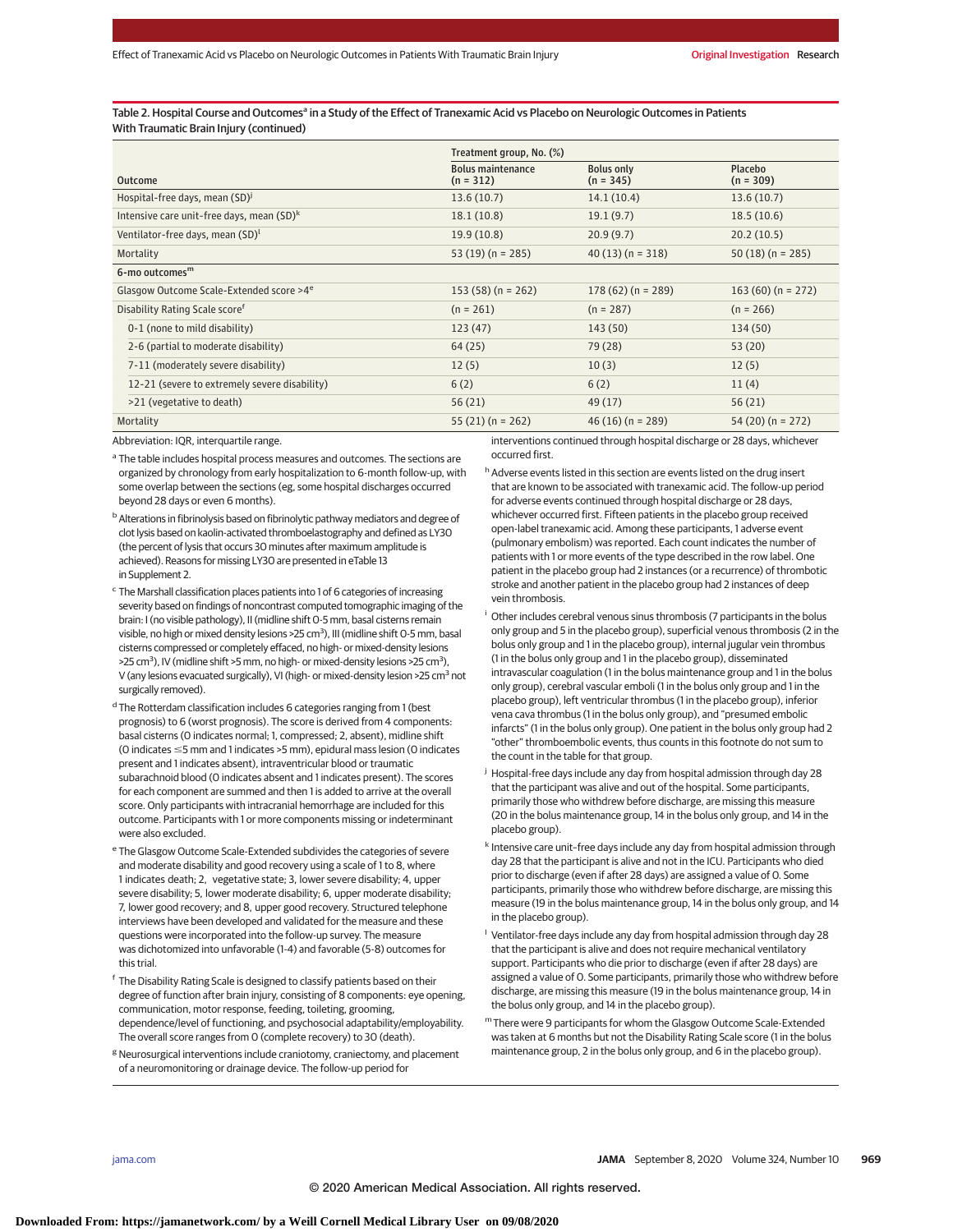Table 2. Hospital Course and Outcomes[a] in a Study of the Effect of Tranexamic Acid vs Placebo on Neurologic Outcomes in Patients With Traumatic Brain Injury (continued)

| Outcome | Treatment group, No. (%) | | |
|---|---|---|---|
| | Bolus maintenance (n = 312) | Bolus only (n = 345) | Placebo (n = 309) |
| Hospital-free days, mean (SD)[j] | 13.6 (10.7) | 14.1 (10.4) | 13.6 (10.7) |
| Intensive care unit-free days, mean (SD)[k] | 18.1 (10.8) | 19.1 (9.7) | 18.5 (10.6) |
| Ventilator-free days, mean (SD)[l] | 19.9 (10.8) | 20.9 (9.7) | 20.2 (10.5) |
| Mortality | 53 (19) (n = 285) | 40 (13) (n = 318) | 50 (18) (n = 285) |
| **6-mo outcomes[m]** | | | |
| Glasgow Outcome Scale-Extended score >4[e] | 153 (58) (n = 262) | 178 (62) (n = 289) | 163 (60) (n = 272) |
| Disability Rating Scale score[f] | (n = 261) | (n = 287) | (n = 266) |
| 0-1 (none to mild disability) | 123 (47) | 143 (50) | 134 (50) |
| 2-6 (partial to moderate disability) | 64 (25) | 79 (28) | 53 (20) |
| 7-11 (moderately severe disability) | 12 (5) | 10 (3) | 12 (5) |
| 12-21 (severe to extremely severe disability) | 6 (2) | 6 (2) | 11 (4) |
| >21 (vegetative to death) | 56 (21) | 49 (17) | 56 (21) |
| Mortality | 55 (21) (n = 262) | 46 (16) (n = 289) | 54 (20) (n = 272) |

Abbreviation: IQR, interquartile range.

[a] The table includes hospital process measures and outcomes. The sections are organized by chronology from early hospitalization to 6-month follow-up, with some overlap between the sections (eg, some hospital discharges occurred beyond 28 days or even 6 months).

[b] Alterations in fibrinolysis based on fibrinolytic pathway mediators and degree of clot lysis based on kaolin-activated thromboelastography and defined as LY30 (the percent of lysis that occurs 30 minutes after maximum amplitude is achieved). Reasons for missing LY30 are presented in eTable 13 in Supplement 2.

[c] The Marshall classification places patients into 1 of 6 categories of increasing severity based on findings of noncontrast computed tomographic imaging of the brain: I (no visible pathology), II (midline shift 0-5 mm, basal cisterns remain visible, no high or mixed density lesions >25 $cm^3$), III (midline shift 0-5 mm, basal cisterns compressed or completely effaced, no high- or mixed-density lesions >25 $cm^3$), IV (midline shift >5 mm, no high- or mixed-density lesions >25 $cm^3$), V (any lesions evacuated surgically), VI (high- or mixed-density lesion >25 $cm^3$ not surgically removed).

[d] The Rotterdam classification includes 6 categories ranging from 1 (best prognosis) to 6 (worst prognosis). The score is derived from 4 components: basal cisterns (0 indicates normal; 1, compressed; 2, absent), midline shift (0 indicates ≤5 mm and 1 indicates >5 mm), epidural mass lesion (0 indicates present and 1 indicates absent), intraventricular blood or traumatic subarachnoid blood (0 indicates absent and 1 indicates present). The scores for each component are summed and then 1 is added to arrive at the overall score. Only participants with intracranial hemorrhage are included for this outcome. Participants with 1 or more components missing or indeterminant were also excluded.

[e] The Glasgow Outcome Scale-Extended subdivides the categories of severe and moderate disability and good recovery using a scale of 1 to 8, where 1 indicates death; 2, vegetative state; 3, lower severe disability; 4, upper severe disability; 5, lower moderate disability; 6, upper moderate disability; 7, lower good recovery; and 8, upper good recovery. Structured telephone interviews have been developed and validated for the measure and these questions were incorporated into the follow-up survey. The measure was dichotomized into unfavorable (1-4) and favorable (5-8) outcomes for this trial.

[f] The Disability Rating Scale is designed to classify patients based on their degree of function after brain injury, consisting of 8 components: eye opening, communication, motor response, feeding, toileting, grooming, dependence/level of functioning, and psychosocial adaptability/employability. The overall score ranges from 0 (complete recovery) to 30 (death).

[g] Neurosurgical interventions include craniotomy, craniectomy, and placement of a neuromonitoring or drainage device. The follow-up period for interventions continued through hospital discharge or 28 days, whichever occurred first.

[h] Adverse events listed in this section are events listed on the drug insert that are known to be associated with tranexamic acid. The follow-up period for adverse events continued through hospital discharge or 28 days, whichever occurred first. Fifteen patients in the placebo group received open-label tranexamic acid. Among these participants, 1 adverse event (pulmonary embolism) was reported. Each count indicates the number of patients with 1 or more events of the type described in the row label. One patient in the placebo group had 2 instances (or a recurrence) of thrombotic stroke and another patient in the placebo group had 2 instances of deep vein thrombosis.

[i] Other includes cerebral venous sinus thrombosis (7 participants in the bolus only group and 5 in the placebo group), superficial venous thrombosis (2 in the bolus only group and 1 in the placebo group), internal jugular vein thrombus (1 in the bolus only group and 1 in the placebo group), disseminated intravascular coagulation (1 in the bolus maintenance group and 1 in the bolus only group), cerebral vascular emboli (1 in the bolus only group and 1 in the placebo group), left ventricular thrombus (1 in the placebo group), inferior vena cava thrombus (1 in the bolus only group), and "presumed embolic infarcts" (1 in the bolus only group). One patient in the bolus only group had 2 "other" thromboembolic events, thus counts in this footnote do not sum to the count in the table for that group.

[j] Hospital-free days include any day from hospital admission through day 28 that the participant was alive and out of the hospital. Some participants, primarily those who withdrew before discharge, are missing this measure (20 in the bolus maintenance group, 14 in the bolus only group, and 14 in the placebo group).

[k] Intensive care unit-free days include any day from hospital admission through day 28 that the participant is alive and not in the ICU. Participants who died prior to discharge (even if after 28 days) are assigned a value of 0. Some participants, primarily those who withdrew before discharge, are missing this measure (19 in the bolus maintenance group, 14 in the bolus only group, and 14 in the placebo group).

[l] Ventilator-free days include any day from hospital admission through day 28 that the participant is alive and does not require mechanical ventilatory support. Participants who die prior to discharge (even if after 28 days) are assigned a value of 0. Some participants, primarily those who withdrew before discharge, are missing this measure (19 in the bolus maintenance group, 14 in the bolus only group, and 14 in the placebo group).

[m] There were 9 participants for whom the Glasgow Outcome Scale-Extended was taken at 6 months but not the Disability Rating Scale score (1 in the bolus maintenance group, 2 in the bolus only group, and 6 in the placebo group).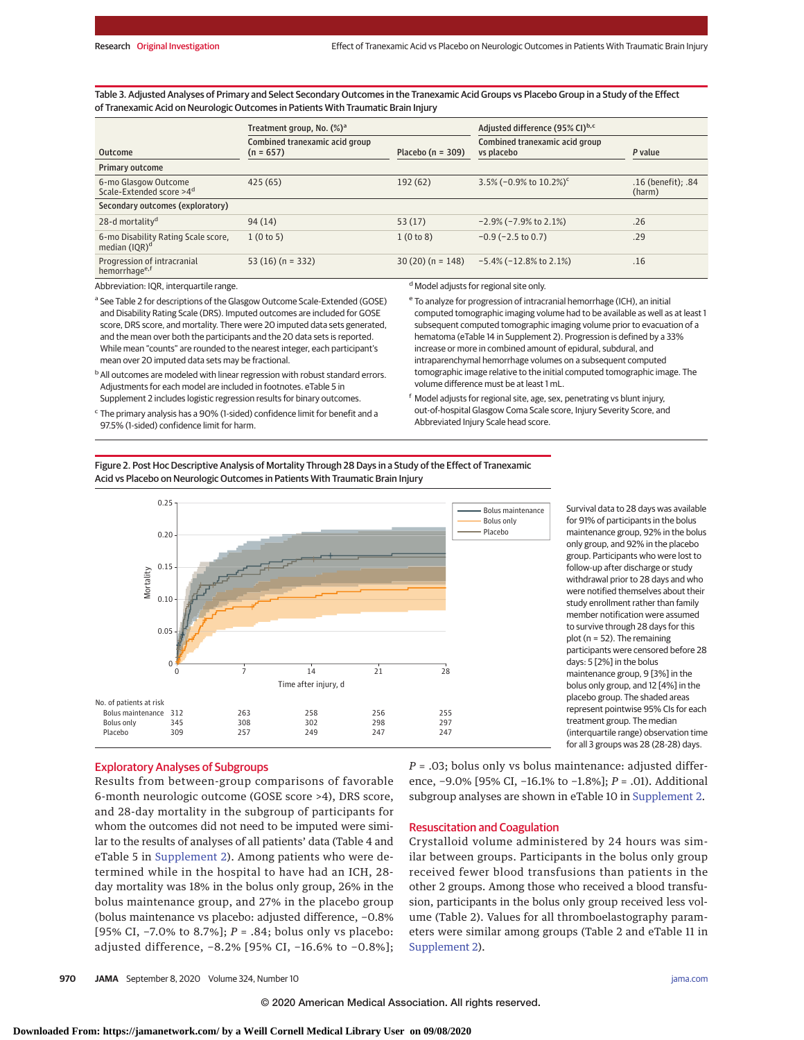Table 3. Adjusted Analyses of Primary and Select Secondary Outcomes in the Tranexamic Acid Groups vs Placebo Group in a Study of the Effect of Tranexamic Acid on Neurologic Outcomes in Patients With Traumatic Brain Injury

| Outcome | Treatment group, No. (%)[a] | | Adjusted difference (95% CI)[b,c] | |
|---|---|---|---|---|
| | Combined tranexamic acid group (n = 657) | Placebo (n = 309) | Combined tranexamic acid group vs placebo | P value |
| **Primary outcome** | | | | |
| 6-mo Glasgow Outcome Scale-Extended score >4[d] | 425 (65) | 192 (62) | 3.5% (−0.9% to 10.2%)[c] | .16 (benefit); .84 (harm) |
| **Secondary outcomes (exploratory)** | | | | |
| 28-d mortality[d] | 94 (14) | 53 (17) | −2.9% (−7.9% to 2.1%) | .26 |
| 6-mo Disability Rating Scale score, median (IQR)[d] | 1 (0 to 5) | 1 (0 to 8) | −0.9 (−2.5 to 0.7) | .29 |
| Progression of intracranial hemorrhage[e,f] | 53 (16) (n = 332) | 30 (20) (n = 148) | −5.4% (−12.8% to 2.1%) | .16 |

Abbreviation: IQR, interquartile range.

[a] See Table 2 for descriptions of the Glasgow Outcome Scale-Extended (GOSE) and Disability Rating Scale (DRS). Imputed outcomes are included for GOSE score, DRS score, and mortality. There were 20 imputed data sets generated, and the mean over both the participants and the 20 data sets is reported. While mean "counts" are rounded to the nearest integer, each participant's mean over 20 imputed data sets may be fractional.

[b] All outcomes are modeled with linear regression with robust standard errors. Adjustments for each model are included in footnotes. eTable 5 in Supplement 2 includes logistic regression results for binary outcomes.

[c] The primary analysis has a 90% (1-sided) confidence limit for benefit and a 97.5% (1-sided) confidence limit for harm.

[d] Model adjusts for regional site only.

[e] To analyze for progression of intracranial hemorrhage (ICH), an initial computed tomographic imaging volume had to be available as well as at least 1 subsequent computed tomographic imaging volume prior to evacuation of a hematoma (eTable 14 in Supplement 2). Progression is defined by a 33% increase or more in combined amount of epidural, subdural, and intraparenchymal hemorrhage volumes on a subsequent computed tomographic image relative to the initial computed tomographic image. The volume difference must be at least 1 mL.

[f] Model adjusts for regional site, age, sex, penetrating vs blunt injury, out-of-hospital Glasgow Coma Scale score, Injury Severity Score, and Abbreviated Injury Scale head score.

Figure 2. Post Hoc Descriptive Analysis of Mortality Through 28 Days in a Study of the Effect of Tranexamic Acid vs Placebo on Neurologic Outcomes in Patients With Traumatic Brain Injury

| No. of patients at risk | 0 | 7 | 14 | 21 | 28 |
|---|---|---|---|---|---|
| Bolus maintenance | 312 | 263 | 258 | 256 | 255 |
| Bolus only | 345 | 308 | 302 | 298 | 297 |
| Placebo | 309 | 257 | 249 | 247 | 247 |

Survival data to 28 days was available for 91% of participants in the bolus maintenance group, 92% in the bolus only group, and 92% in the placebo group. Participants who were lost to follow-up after discharge or study withdrawal prior to 28 days and who were notified themselves about their study enrollment rather than family member notification were assumed to survive through 28 days for this plot (n = 52). The remaining participants were censored before 28 days: 5 [2%] in the bolus maintenance group, 9 [3%] in the bolus only group, and 12 [4%] in the placebo group. The shaded areas represent pointwise 95% CIs for each treatment group. The median (interquartile range) observation time for all 3 groups was 28 (28-28) days.

## Exploratory Analyses of Subgroups

Results from between-group comparisons of favorable 6-month neurologic outcome (GOSE score >4), DRS score, and 28-day mortality in the subgroup of participants for whom the outcomes did not need to be imputed were similar to the results of analyses of all patients' data (Table 4 and eTable 5 in Supplement 2). Among patients who were determined while in the hospital to have had an ICH, 28-day mortality was 18% in the bolus only group, 26% in the bolus maintenance group, and 27% in the placebo group (bolus maintenance vs placebo: adjusted difference, −0.8% [95% CI, −7.0% to 8.7%]; P = .84; bolus only vs placebo: adjusted difference, −8.2% [95% CI, −16.6% to −0.8%]; P = .03; bolus only vs bolus maintenance: adjusted difference, −9.0% [95% CI, −16.1% to −1.8%]; P = .01). Additional subgroup analyses are shown in eTable 10 in Supplement 2.

## Resuscitation and Coagulation

Crystalloid volume administered by 24 hours was similar between groups. Participants in the bolus only group received fewer blood transfusions than patients in the other 2 groups. Among those who received a blood transfusion, participants in the bolus only group received less volume (Table 2). Values for all thromboelastography parameters were similar among groups (Table 2 and eTable 11 in Supplement 2).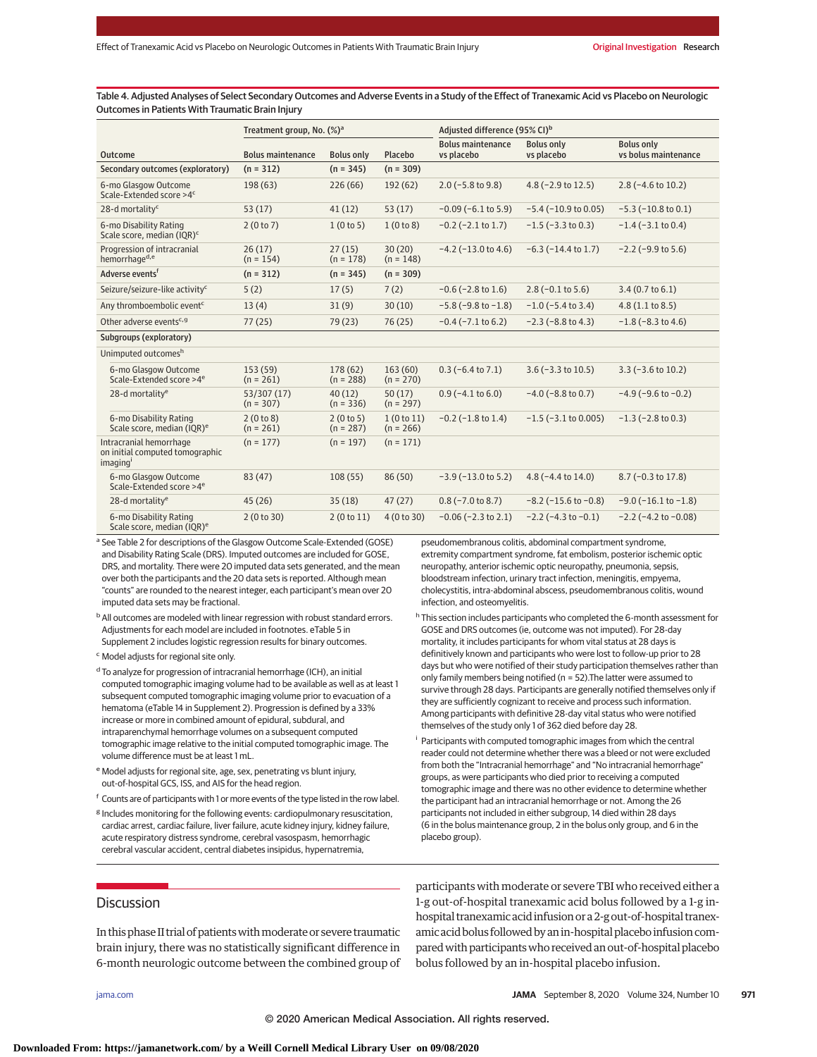Table 4. Adjusted Analyses of Select Secondary Outcomes and Adverse Events in a Study of the Effect of Tranexamic Acid vs Placebo on Neurologic Outcomes in Patients With Traumatic Brain Injury

| Outcome | Treatment group, No. (%)[a] | | | Adjusted difference (95% CI)[b] | | |
|---|---|---|---|---|---|---|
| | Bolus maintenance | Bolus only | Placebo | Bolus maintenance vs placebo | Bolus only vs placebo | Bolus only vs bolus maintenance |
| **Secondary outcomes (exploratory)** | **(n = 312)** | **(n = 345)** | **(n = 309)** | | | |
| 6-mo Glasgow Outcome Scale-Extended score >4[c] | 198 (63) | 226 (66) | 192 (62) | 2.0 (−5.8 to 9.8) | 4.8 (−2.9 to 12.5) | 2.8 (−4.6 to 10.2) |
| 28-d mortality[c] | 53 (17) | 41 (12) | 53 (17) | −0.09 (−6.1 to 5.9) | −5.4 (−10.9 to 0.05) | −5.3 (−10.8 to 0.1) |
| 6-mo Disability Rating Scale score, median (IQR)[c] | 2 (0 to 7) | 1 (0 to 5) | 1 (0 to 8) | −0.2 (−2.1 to 1.7) | −1.5 (−3.3 to 0.3) | −1.4 (−3.1 to 0.4) |
| Progression of intracranial hemorrhage[d,e] | 26 (17) (n = 154) | 27 (15) (n = 178) | 30 (20) (n = 148) | −4.2 (−13.0 to 4.6) | −6.3 (−14.4 to 1.7) | −2.2 (−9.9 to 5.6) |
| **Adverse events[f]** | **(n = 312)** | **(n = 345)** | **(n = 309)** | | | |
| Seizure/seizure-like activity[c] | 5 (2) | 17 (5) | 7 (2) | −0.6 (−2.8 to 1.6) | 2.8 (−0.1 to 5.6) | 3.4 (0.7 to 6.1) |
| Any thromboembolic event[c] | 13 (4) | 31 (9) | 30 (10) | −5.8 (−9.8 to −1.8) | −1.0 (−5.4 to 3.4) | 4.8 (1.1 to 8.5) |
| Other adverse events[c,g] | 77 (25) | 79 (23) | 76 (25) | −0.4 (−7.1 to 6.2) | −2.3 (−8.8 to 4.3) | −1.8 (−8.3 to 4.6) |
| **Subgroups (exploratory)** | | | | | | |
| Unimputed outcomes[h] | | | | | | |
| 6-mo Glasgow Outcome Scale-Extended score >4[e] | 153 (59) (n = 261) | 178 (62) (n = 288) | 163 (60) (n = 270) | 0.3 (−6.4 to 7.1) | 3.6 (−3.3 to 10.5) | 3.3 (−3.6 to 10.2) |
| 28-d mortality[e] | 53/307 (17) (n = 307) | 40 (12) (n = 336) | 50 (17) (n = 297) | 0.9 (−4.1 to 6.0) | −4.0 (−8.8 to 0.7) | −4.9 (−9.6 to −0.2) |
| 6-mo Disability Rating Scale score, median (IQR)[e] | 2 (0 to 8) (n = 261) | 2 (0 to 5) (n = 287) | 1 (0 to 11) (n = 266) | −0.2 (−1.8 to 1.4) | −1.5 (−3.1 to 0.005) | −1.3 (−2.8 to 0.3) |
| Intracranial hemorrhage on initial computed tomographic imaging[i] | (n = 177) | (n = 197) | (n = 171) | | | |
| 6-mo Glasgow Outcome Scale-Extended score >4[e] | 83 (47) | 108 (55) | 86 (50) | −3.9 (−13.0 to 5.2) | 4.8 (−4.4 to 14.0) | 8.7 (−0.3 to 17.8) |
| 28-d mortality[e] | 45 (26) | 35 (18) | 47 (27) | 0.8 (−7.0 to 8.7) | −8.2 (−15.6 to −0.8) | −9.0 (−16.1 to −1.8) |
| 6-mo Disability Rating Scale score, median (IQR)[e] | 2 (0 to 30) | 2 (0 to 11) | 4 (0 to 30) | −0.06 (−2.3 to 2.1) | −2.2 (−4.3 to −0.1) | −2.2 (−4.2 to −0.08) |

[a] See Table 2 for descriptions of the Glasgow Outcome Scale-Extended (GOSE) and Disability Rating Scale (DRS). Imputed outcomes are included for GOSE, DRS, and mortality. There were 20 imputed data sets generated, and the mean over both the participants and the 20 data sets is reported. Although mean "counts" are rounded to the nearest integer, each participant's mean over 20 imputed data sets may be fractional.

[b] All outcomes are modeled with linear regression with robust standard errors. Adjustments for each model are included in footnotes. eTable 5 in Supplement 2 includes logistic regression results for binary outcomes.

[c] Model adjusts for regional site only.

[d] To analyze for progression of intracranial hemorrhage (ICH), an initial computed tomographic imaging volume had to be available as well as at least 1 subsequent computed tomographic imaging volume prior to evacuation of a hematoma (eTable 14 in Supplement 2). Progression is defined by a 33% increase or more in combined amount of epidural, subdural, and intraparenchymal hemorrhage volumes on a subsequent computed tomographic image relative to the initial computed tomographic image. The volume difference must be at least 1 mL.

[e] Model adjusts for regional site, age, sex, penetrating vs blunt injury, out-of-hospital GCS, ISS, and AIS for the head region.

[f] Counts are of participants with 1 or more events of the type listed in the row label.

[g] Includes monitoring for the following events: cardiopulmonary resuscitation, cardiac arrest, cardiac failure, liver failure, acute kidney injury, kidney failure, acute respiratory distress syndrome, cerebral vasospasm, hemorrhagic cerebral vascular accident, central diabetes insipidus, hypernatremia, pseudomembranous colitis, abdominal compartment syndrome, extremity compartment syndrome, fat embolism, posterior ischemic optic neuropathy, anterior ischemic optic neuropathy, pneumonia, sepsis, bloodstream infection, urinary tract infection, meningitis, empyema, cholecystitis, intra-abdominal abscess, pseudomembranous colitis, wound infection, and osteomyelitis.

[h] This section includes participants who completed the 6-month assessment for GOSE and DRS outcomes (ie, outcome was not imputed). For 28-day mortality, it includes participants for whom vital status at 28 days is definitively known and participants who were lost to follow-up prior to 28 days but who were notified of their study participation themselves rather than only family members being notified (n = 52).The latter were assumed to survive through 28 days. Participants are generally notified themselves only if they are sufficiently cognizant to receive and process such information. Among participants with definitive 28-day vital status who were notified themselves of the study only 1 of 362 died before day 28.

[i] Participants with computed tomographic images from which the central reader could not determine whether there was a bleed or not were excluded from both the "Intracranial hemorrhage" and "No intracranial hemorrhage" groups, as were participants who died prior to receiving a computed tomographic image and there was no other evidence to determine whether the participant had an intracranial hemorrhage or not. Among the 26 participants not included in either subgroup, 14 died within 28 days (6 in the bolus maintenance group, 2 in the bolus only group, and 6 in the placebo group).

## Discussion

In this phase II trial of patients with moderate or severe traumatic brain injury, there was no statistically significant difference in 6-month neurologic outcome between the combined group of participants with moderate or severe TBI who received either a 1-g out-of-hospital tranexamic acid bolus followed by a 1-g in-hospital tranexamic acid infusion or a 2-g out-of-hospital tranexamic acid bolus followed by an in-hospital placebo infusion compared with participants who received an out-of-hospital placebo bolus followed by an in-hospital placebo infusion.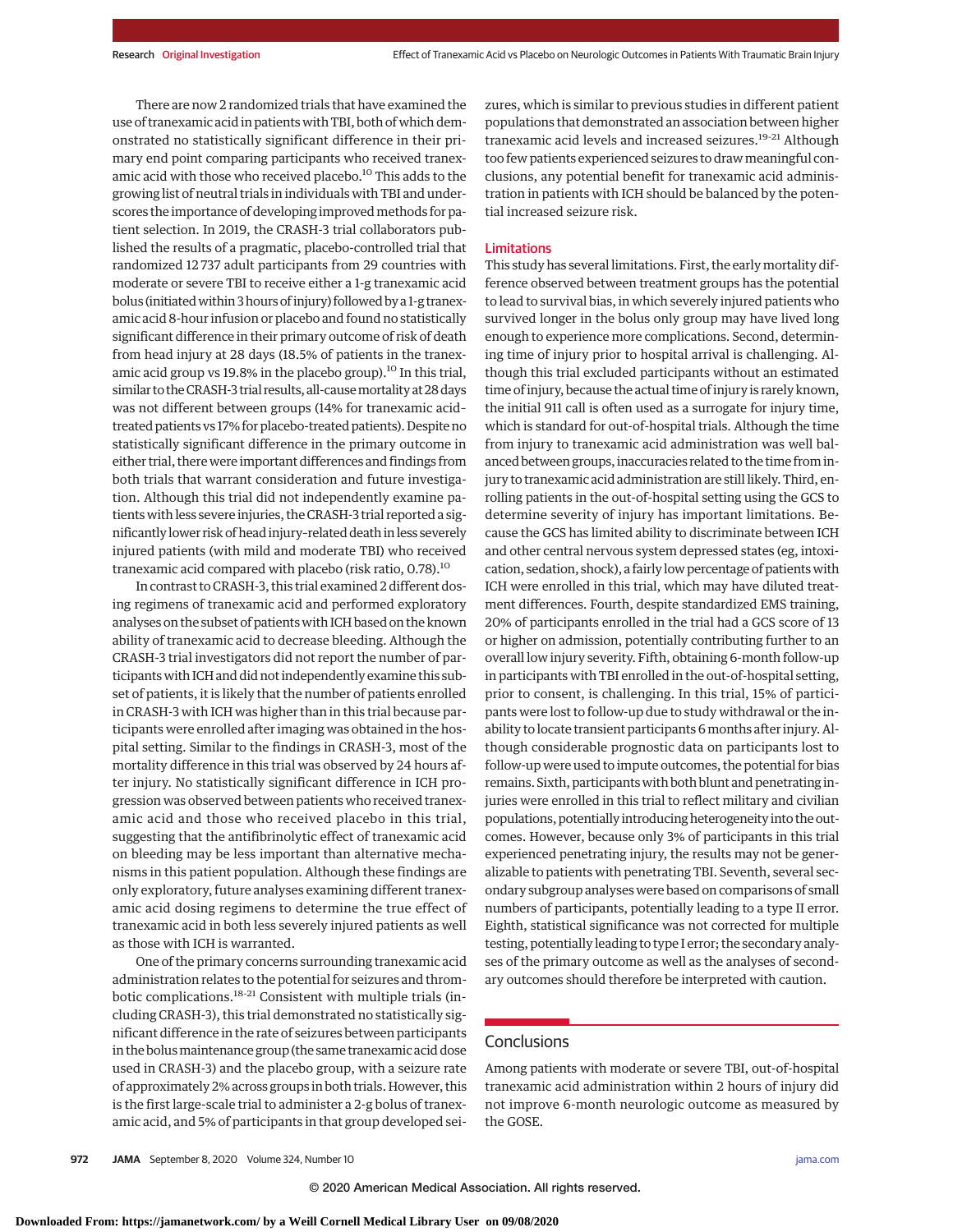There are now 2 randomized trials that have examined the use of tranexamic acid in patients with TBI, both of which demonstrated no statistically significant difference in their primary end point comparing participants who received tranexamic acid with those who received placebo.[10] This adds to the growing list of neutral trials in individuals with TBI and underscores the importance of developing improved methods for patient selection. In 2019, the CRASH-3 trial collaborators published the results of a pragmatic, placebo-controlled trial that randomized 12 737 adult participants from 29 countries with moderate or severe TBI to receive either a 1-g tranexamic acid bolus (initiated within 3 hours of injury) followed by a 1-g tranexamic acid 8-hour infusion or placebo and found no statistically significant difference in their primary outcome of risk of death from head injury at 28 days (18.5% of patients in the tranexamic acid group vs 19.8% in the placebo group).[10] In this trial, similar to the CRASH-3 trial results, all-cause mortality at 28 days was not different between groups (14% for tranexamic acid–treated patients vs 17% for placebo-treated patients). Despite no statistically significant difference in the primary outcome in either trial, there were important differences and findings from both trials that warrant consideration and future investigation. Although this trial did not independently examine patients with less severe injuries, the CRASH-3 trial reported a significantly lower risk of head injury–related death in less severely injured patients (with mild and moderate TBI) who received tranexamic acid compared with placebo (risk ratio, 0.78).[10]

In contrast to CRASH-3, this trial examined 2 different dosing regimens of tranexamic acid and performed exploratory analyses on the subset of patients with ICH based on the known ability of tranexamic acid to decrease bleeding. Although the CRASH-3 trial investigators did not report the number of participants with ICH and did not independently examine this subset of patients, it is likely that the number of patients enrolled in CRASH-3 with ICH was higher than in this trial because participants were enrolled after imaging was obtained in the hospital setting. Similar to the findings in CRASH-3, most of the mortality difference in this trial was observed by 24 hours after injury. No statistically significant difference in ICH progression was observed between patients who received tranexamic acid and those who received placebo in this trial, suggesting that the antifibrinolytic effect of tranexamic acid on bleeding may be less important than alternative mechanisms in this patient population. Although these findings are only exploratory, future analyses examining different tranexamic acid dosing regimens to determine the true effect of tranexamic acid in both less severely injured patients as well as those with ICH is warranted.

One of the primary concerns surrounding tranexamic acid administration relates to the potential for seizures and thrombotic complications.[18-21] Consistent with multiple trials (including CRASH-3), this trial demonstrated no statistically significant difference in the rate of seizures between participants in the bolus maintenance group (the same tranexamic acid dose used in CRASH-3) and the placebo group, with a seizure rate of approximately 2% across groups in both trials. However, this is the first large-scale trial to administer a 2-g bolus of tranexamic acid, and 5% of participants in that group developed seizures, which is similar to previous studies in different patient populations that demonstrated an association between higher tranexamic acid levels and increased seizures.[19-21] Although too few patients experienced seizures to draw meaningful conclusions, any potential benefit for tranexamic acid administration in patients with ICH should be balanced by the potential increased seizure risk.

## Limitations

This study has several limitations. First, the early mortality difference observed between treatment groups has the potential to lead to survival bias, in which severely injured patients who survived longer in the bolus only group may have lived long enough to experience more complications. Second, determining time of injury prior to hospital arrival is challenging. Although this trial excluded participants without an estimated time of injury, because the actual time of injury is rarely known, the initial 911 call is often used as a surrogate for injury time, which is standard for out-of-hospital trials. Although the time from injury to tranexamic acid administration was well balanced between groups, inaccuracies related to the time from injury to tranexamic acid administration are still likely. Third, enrolling patients in the out-of-hospital setting using the GCS to determine severity of injury has important limitations. Because the GCS has limited ability to discriminate between ICH and other central nervous system depressed states (eg, intoxication, sedation, shock), a fairly low percentage of patients with ICH were enrolled in this trial, which may have diluted treatment differences. Fourth, despite standardized EMS training, 20% of participants enrolled in the trial had a GCS score of 13 or higher on admission, potentially contributing further to an overall low injury severity. Fifth, obtaining 6-month follow-up in participants with TBI enrolled in the out-of-hospital setting, prior to consent, is challenging. In this trial, 15% of participants were lost to follow-up due to study withdrawal or the inability to locate transient participants 6 months after injury. Although considerable prognostic data on participants lost to follow-up were used to impute outcomes, the potential for bias remains. Sixth, participants with both blunt and penetrating injuries were enrolled in this trial to reflect military and civilian populations, potentially introducing heterogeneity into the outcomes. However, because only 3% of participants in this trial experienced penetrating injury, the results may not be generalizable to patients with penetrating TBI. Seventh, several secondary subgroup analyses were based on comparisons of small numbers of participants, potentially leading to a type II error. Eighth, statistical significance was not corrected for multiple testing, potentially leading to type I error; the secondary analyses of the primary outcome as well as the analyses of secondary outcomes should therefore be interpreted with caution.

## Conclusions

Among patients with moderate or severe TBI, out-of-hospital tranexamic acid administration within 2 hours of injury did not improve 6-month neurologic outcome as measured by the GOSE.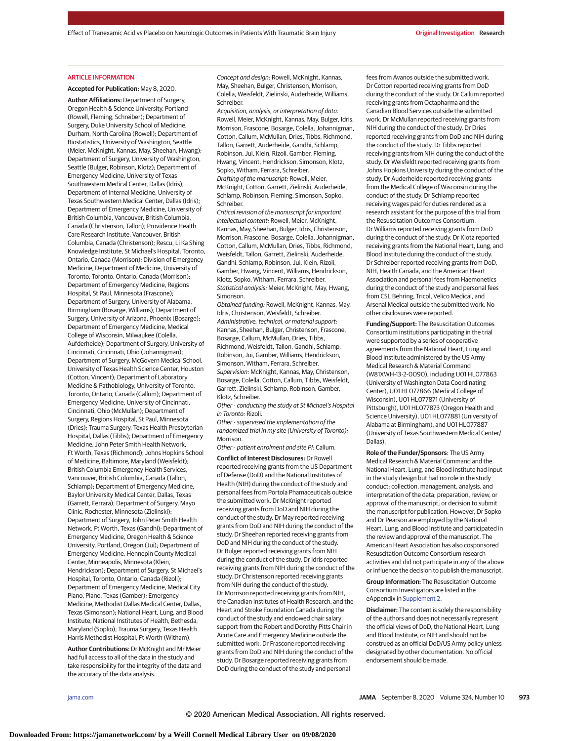## ARTICLE INFORMATION

**Accepted for Publication:** May 8, 2020.

**Author Affiliations:** Department of Surgery, Oregon Health & Science University, Portland (Rowell, Fleming, Schreiber); Department of Surgery, Duke University School of Medicine, Durham, North Carolina (Rowell); Department of Biostatistics, University of Washington, Seattle (Meier, McKnight, Kannas, May, Sheehan, Hwang); Department of Surgery, University of Washington, Seattle (Bulger, Robinson, Klotz); Department of Emergency Medicine, University of Texas Southwestern Medical Center, Dallas (Idris); Department of Internal Medicine, University of Texas Southwestern Medical Center, Dallas (Idris); Department of Emergency Medicine, University of British Columbia, Vancouver, British Columbia, Canada (Christenson, Tallon); Providence Health Care Research Institute, Vancouver, British Columbia, Canada (Christenson); Rescu, Li Ka Shing Knowledge Institute, St Michael's Hospital, Toronto, Ontario, Canada (Morrison); Division of Emergency Medicine, Department of Medicine, University of Toronto, Toronto, Ontario, Canada (Morrison); Department of Emergency Medicine, Regions Hospital, St Paul, Minnesota (Frascone); Department of Surgery, University of Alabama, Birmingham (Bosarge, Williams); Department of Surgery, University of Arizona, Phoenix (Bosarge); Department of Emergency Medicine, Medical College of Wisconsin, Milwaukee (Colella, Aufderheide); Department of Surgery, University of Cincinnati, Cincinnati, Ohio (Johannigman); Department of Surgery, McGovern Medical School, University of Texas Health Science Center, Houston (Cotton, Vincent); Department of Laboratory Medicine & Pathobiology, University of Toronto, Toronto, Ontario, Canada (Callum); Department of Emergency Medicine, University of Cincinnati, Cincinnati, Ohio (McMullan); Department of Surgery, Regions Hospital, St Paul, Minnesota (Dries); Trauma Surgery, Texas Health Presbyterian Hospital, Dallas (Tibbs); Department of Emergency Medicine, John Peter Smith Health Network, Ft Worth, Texas (Richmond); Johns Hopkins School of Medicine, Baltimore, Maryland (Weisfeldt); British Columbia Emergency Health Services, Vancouver, British Columbia, Canada (Tallon, Schlamp); Department of Emergency Medicine, Baylor University Medical Center, Dallas, Texas (Garrett, Ferrara); Department of Surgery, Mayo Clinic, Rochester, Minnesota (Zielinski); Department of Surgery, John Peter Smith Health Network, Ft Worth, Texas (Gandhi); Department of Emergency Medicine, Oregon Health & Science University, Portland, Oregon (Jui); Department of Emergency Medicine, Hennepin County Medical Center, Minneapolis, Minnesota (Klein, Hendrickson); Department of Surgery, St Michael's Hospital, Toronto, Ontario, Canada (Rizoli); Department of Emergency Medicine, Medical City Plano, Plano, Texas (Gamber); Emergency Medicine, Methodist Dallas Medical Center, Dallas, Texas (Simonson); National Heart, Lung, and Blood Institute, National Institutes of Health, Bethesda, Maryland (Sopko); Trauma Surgery, Texas Health Harris Methodist Hospital, Ft Worth (Witham).

**Author Contributions:** Dr McKnight and Mr Meier had full access to all of the data in the study and take responsibility for the integrity of the data and the accuracy of the data analysis.

*Concept and design:* Rowell, McKnight, Kannas, May, Sheehan, Bulger, Christenson, Morrison, Colella, Weisfeldt, Zielinski, Auderheide, Williams, Schreiber.

*Acquisition, analysis, or interpretation of data:* Rowell, Meier, McKnight, Kannas, May, Bulger, Idris, Morrison, Frascone, Bosarge, Colella, Johannigman, Cotton, Callum, McMullan, Dries, Tibbs, Richmond, Tallon, Garrett, Auderheide, Gandhi, Schlamp, Robinson, Jui, Klein, Rizoli, Gamber, Fleming, Hwang, Vincent, Hendrickson, Simonson, Klotz, Sopko, Witham, Ferrara, Schreiber.

*Drafting of the manuscript:* Rowell, Meier, McKnight, Cotton, Garrett, Zielinski, Auderheide, Schlamp, Robinson, Fleming, Simonson, Sopko, Schreiber.

*Critical revision of the manuscript for important intellectual content:* Rowell, Meier, McKnight, Kannas, May, Sheehan, Bulger, Idris, Christenson, Morrison, Frascone, Bosarge, Colella, Johannigman, Cotton, Callum, McMullan, Dries, Tibbs, Richmond, Weisfeldt, Tallon, Garrett, Zielinski, Auderheide, Gandhi, Schlamp, Robinson, Jui, Klein, Rizoli, Gamber, Hwang, Vincent, Williams, Hendrickson, Klotz, Sopko, Witham, Ferrara, Schreiber.

*Statistical analysis:* Meier, McKnight, May, Hwang, Simonson.

*Obtained funding:* Rowell, McKnight, Kannas, May, Idris, Christenson, Weisfeldt, Schreiber.

*Administrative, technical, or material support:* Kannas, Sheehan, Bulger, Christenson, Frascone, Bosarge, Callum, McMullan, Dries, Tibbs, Richmond, Weisfeldt, Tallon, Gandhi, Schlamp, Robinson, Jui, Gamber, Williams, Hendrickson, Simonson, Witham, Ferrara, Schreiber.

*Supervision:* McKnight, Kannas, May, Christenson, Bosarge, Colella, Cotton, Callum, Tibbs, Weisfeldt, Garrett, Zielinski, Schlamp, Robinson, Gamber, Klotz, Schreiber.

*Other - conducting the study at St Michael's Hospital in Toronto:* Rizoli.

*Other - supervised the implementation of the randomized trial in my site (University of Toronto):* Morrison.

*Other - patient enrolment and site PI:* Callum.

**Conflict of Interest Disclosures:** Dr Rowell reported receiving grants from the US Department of Defense (DoD) and the National Institutes of Health (NIH) during the conduct of the study and personal fees from Portola Phamaceuticals outside the submitted work. Dr McKnight reported receiving grants from DoD and NIH during the conduct of the study. Dr May reported receiving grants from DoD and NIH during the conduct of the study. Dr Sheehan reported receiving grants from DoD and NIH during the conduct of the study. Dr Bulger reported receiving grants from NIH during the conduct of the study. Dr Idris reported receiving grants from NIH during the conduct of the study. Dr Christenson reported receiving grants from NIH during the conduct of the study. Dr Morrison reported receiving grants from NIH, the Canadian Institutes of Health Research, and the Heart and Stroke Foundation Canada during the conduct of the study and endowed chair salary support from the Robert and Dorothy Pitts Chair in Acute Care and Emergency Medicine outside the submitted work. Dr Frascone reported receiving grants from DoD and NIH during the conduct of the study. Dr Bosarge reported receiving grants from DoD during the conduct of the study and personal fees from Avanos outside the submitted work. Dr Cotton reported receiving grants from DoD during the conduct of the study. Dr Callum reported receiving grants from Octapharma and the Canadian Blood Services outside the submitted work. Dr McMullan reported receiving grants from NIH during the conduct of the study. Dr Dries reported receiving grants from DoD and NIH during the conduct of the study. Dr Tibbs reported receiving grants from NIH during the conduct of the study. Dr Weisfeldt reported receiving grants from Johns Hopkins University during the conduct of the study. Dr Auderheide reported receiving grants from the Medical College of Wisconsin during the conduct of the study. Dr Schlamp reported receiving wages paid for duties rendered as a research assistant for the purpose of this trial from the Resuscitation Outcomes Consortium. Dr Williams reported receiving grants from DoD during the conduct of the study. Dr Klotz reported receiving grants from the National Heart, Lung, and Blood Institute during the conduct of the study. Dr Schreiber reported receiving grants from DoD, NIH, Health Canada, and the American Heart Association and personal fees from Haemonetics during the conduct of the study and personal fees from CSL Behring, Tricol, Velico Medical, and Arsenal Medical outside the submitted work. No other disclosures were reported.

**Funding/Support:** The Resuscitation Outcomes Consortium institutions participating in the trial were supported by a series of cooperative agreements from the National Heart, Lung and Blood Institute administered by the US Army Medical Research & Material Command (W81XWH-13-2-0090), including U01 HL077863 (University of Washington Data Coordinating Center), U01 HL077866 (Medical College of Wisconsin), U01 HL077871 (University of Pittsburgh), U01 HL077873 (Oregon Health and Science University), U01 HL077881 (University of Alabama at Birmingham), and U01 HL077887 (University of Texas Southwestern Medical Center/Dallas).

**Role of the Funder/Sponsors**: The US Army Medical Research & Material Command and the National Heart, Lung, and Blood Institute had input in the study design but had no role in the study conduct; collection, management, analysis, and interpretation of the data; preparation, review, or approval of the manuscript; or decision to submit the manuscript for publication. However, Dr Sopko and Dr Pearson are employed by the National Heart, Lung, and Blood Institute and participated in the review and approval of the manuscript. The American Heart Association has also cosponsored Resuscitation Outcome Consortium research activities and did not participate in any of the above or influence the decision to publish the manuscript.

**Group Information:** The Resuscitation Outcome Consortium Investigators are listed in the eAppendix in Supplement 2.

**Disclaimer:** The content is solely the responsibility of the authors and does not necessarily represent the official views of DoD, the National Heart, Lung and Blood Institute, or NIH and should not be construed as an official DoD/US Army policy unless designated by other documentation. No official endorsement should be made.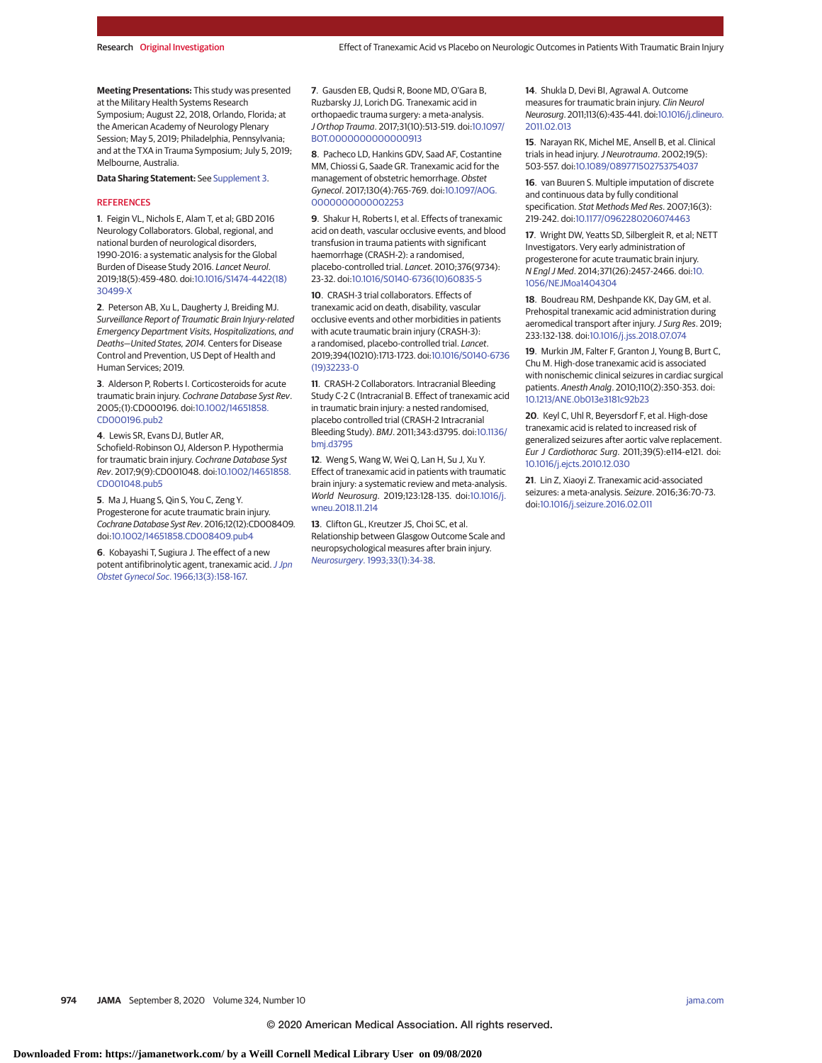**Meeting Presentations:** This study was presented at the Military Health Systems Research Symposium; August 22, 2018, Orlando, Florida; at the American Academy of Neurology Plenary Session; May 5, 2019; Philadelphia, Pennsylvania; and at the TXA in Trauma Symposium; July 5, 2019; Melbourne, Australia.

**Data Sharing Statement:** See Supplement 3.

## REFERENCES

1. Feigin VL, Nichols E, Alam T, et al; GBD 2016 Neurology Collaborators. Global, regional, and national burden of neurological disorders, 1990-2016: a systematic analysis for the Global Burden of Disease Study 2016. *Lancet Neurol*. 2019;18(5):459-480. doi:10.1016/S1474-4422(18)30499-X

2. Peterson AB, Xu L, Daugherty J, Breiding MJ. *Surveillance Report of Traumatic Brain Injury-related Emergency Department Visits, Hospitalizations, and Deaths—United States, 2014*. Centers for Disease Control and Prevention, US Dept of Health and Human Services; 2019.

3. Alderson P, Roberts I. Corticosteroids for acute traumatic brain injury. *Cochrane Database Syst Rev*. 2005;(1):CD000196. doi:10.1002/14651858.CD000196.pub2

4. Lewis SR, Evans DJ, Butler AR, Schofield-Robinson OJ, Alderson P. Hypothermia for traumatic brain injury. *Cochrane Database Syst Rev*. 2017;9(9):CD001048. doi:10.1002/14651858.CD001048.pub5

5. Ma J, Huang S, Qin S, You C, Zeng Y. Progesterone for acute traumatic brain injury. *Cochrane Database Syst Rev*. 2016;12(12):CD008409. doi:10.1002/14651858.CD008409.pub4

6. Kobayashi T, Sugiura J. The effect of a new potent antifibrinolytic agent, tranexamic acid. *J Jpn Obstet Gynecol Soc*. 1966;13(3):158-167.

7. Gausden EB, Qudsi R, Boone MD, O'Gara B, Ruzbarsky JJ, Lorich DG. Tranexamic acid in orthopaedic trauma surgery: a meta-analysis. *J Orthop Trauma*. 2017;31(10):513-519. doi:10.1097/BOT.0000000000000913

8. Pacheco LD, Hankins GDV, Saad AF, Costantine MM, Chiossi G, Saade GR. Tranexamic acid for the management of obstetric hemorrhage. *Obstet Gynecol*. 2017;130(4):765-769. doi:10.1097/AOG.0000000000002253

9. Shakur H, Roberts I, et al. Effects of tranexamic acid on death, vascular occlusive events, and blood transfusion in trauma patients with significant haemorrhage (CRASH-2): a randomised, placebo-controlled trial. *Lancet*. 2010;376(9734):23-32. doi:10.1016/S0140-6736(10)60835-5

10. CRASH-3 trial collaborators. Effects of tranexamic acid on death, disability, vascular occlusive events and other morbidities in patients with acute traumatic brain injury (CRASH-3): a randomised, placebo-controlled trial. *Lancet*. 2019;394(10210):1713-1723. doi:10.1016/S0140-6736(19)32233-0

11. CRASH-2 Collaborators. Intracranial Bleeding Study C-2 C (Intracranial B. Effect of tranexamic acid in traumatic brain injury: a nested randomised, placebo controlled trial (CRASH-2 Intracranial Bleeding Study). *BMJ*. 2011;343:d3795. doi:10.1136/bmj.d3795

12. Weng S, Wang W, Wei Q, Lan H, Su J, Xu Y. Effect of tranexamic acid in patients with traumatic brain injury: a systematic review and meta-analysis. *World Neurosurg*. 2019;123:128-135. doi:10.1016/j.wneu.2018.11.214

13. Clifton GL, Kreutzer JS, Choi SC, et al. Relationship between Glasgow Outcome Scale and neuropsychological measures after brain injury. *Neurosurgery*. 1993;33(1):34-38.

14. Shukla D, Devi BI, Agrawal A. Outcome measures for traumatic brain injury. *Clin Neurol Neurosurg*. 2011;113(6):435-441. doi:10.1016/j.clineuro.2011.02.013

15. Narayan RK, Michel ME, Ansell B, et al. Clinical trials in head injury. *J Neurotrauma*. 2002;19(5):503-557. doi:10.1089/089771502753754037

16. van Buuren S. Multiple imputation of discrete and continuous data by fully conditional specification. *Stat Methods Med Res*. 2007;16(3):219-242. doi:10.1177/0962280206074463

17. Wright DW, Yeatts SD, Silbergleit R, et al; NETT Investigators. Very early administration of progesterone for acute traumatic brain injury. *N Engl J Med*. 2014;371(26):2457-2466. doi:10.1056/NEJMoa1404304

18. Boudreau RM, Deshpande KK, Day GM, et al. Prehospital tranexamic acid administration during aeromedical transport after injury. *J Surg Res*. 2019;233:132-138. doi:10.1016/j.jss.2018.07.074

19. Murkin JM, Falter F, Granton J, Young B, Burt C, Chu M. High-dose tranexamic acid is associated with nonischemic clinical seizures in cardiac surgical patients. *Anesth Analg*. 2010;110(2):350-353. doi:10.1213/ANE.0b013e3181c92b23

20. Keyl C, Uhl R, Beyersdorf F, et al. High-dose tranexamic acid is related to increased risk of generalized seizures after aortic valve replacement. *Eur J Cardiothorac Surg*. 2011;39(5):e114-e121. doi:10.1016/j.ejcts.2010.12.030

21. Lin Z, Xiaoyi Z. Tranexamic acid-associated seizures: a meta-analysis. *Seizure*. 2016;36:70-73. doi:10.1016/j.seizure.2016.02.011